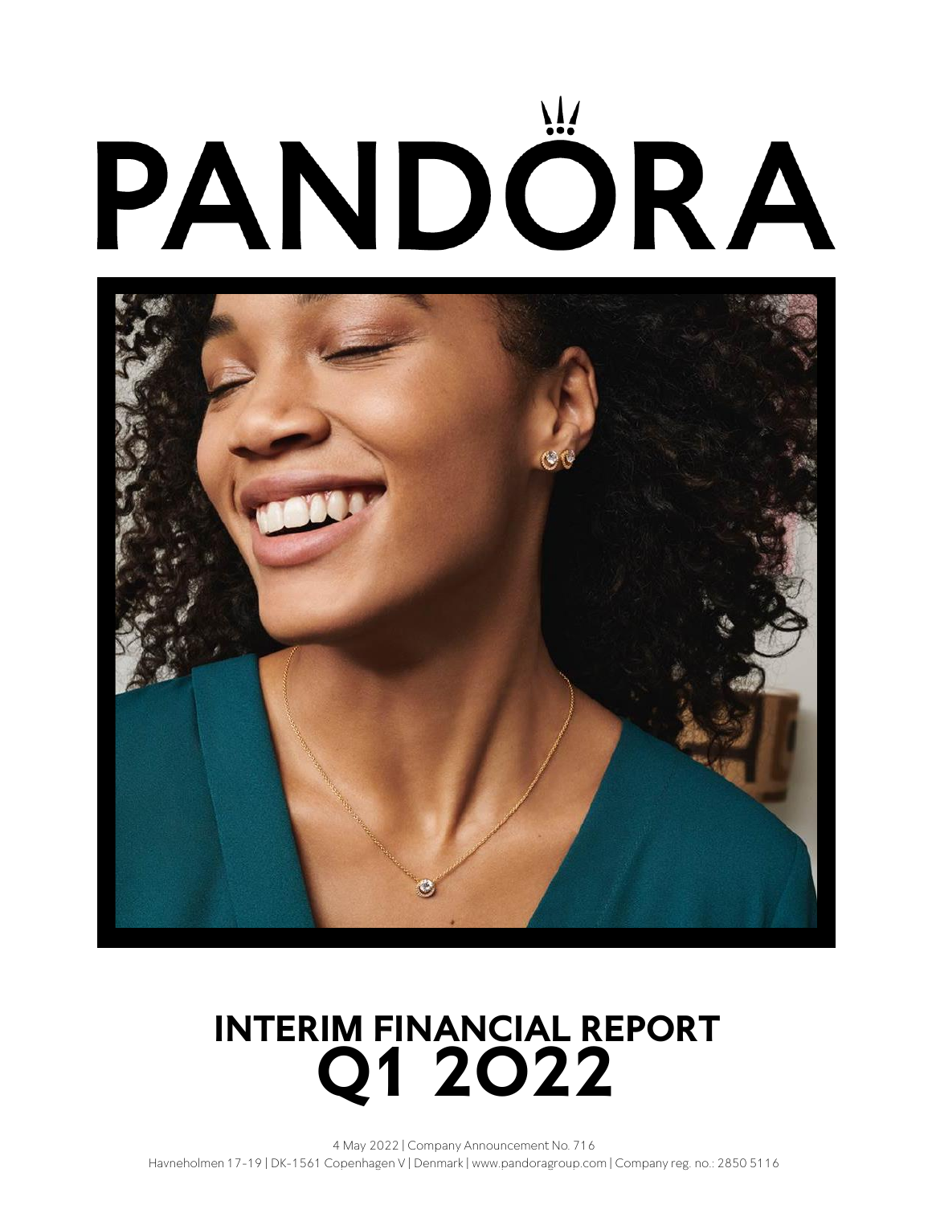# PANDORA

# INTERIM FINANCIAL REPORT Q1 2022

4 May 2022 | Company Announcement No. 716

Havneholmen 17-19 | DK-1561 Copenhagen V | Denmark | www.pandoragroup.com | Company reg. no.: 2850 5116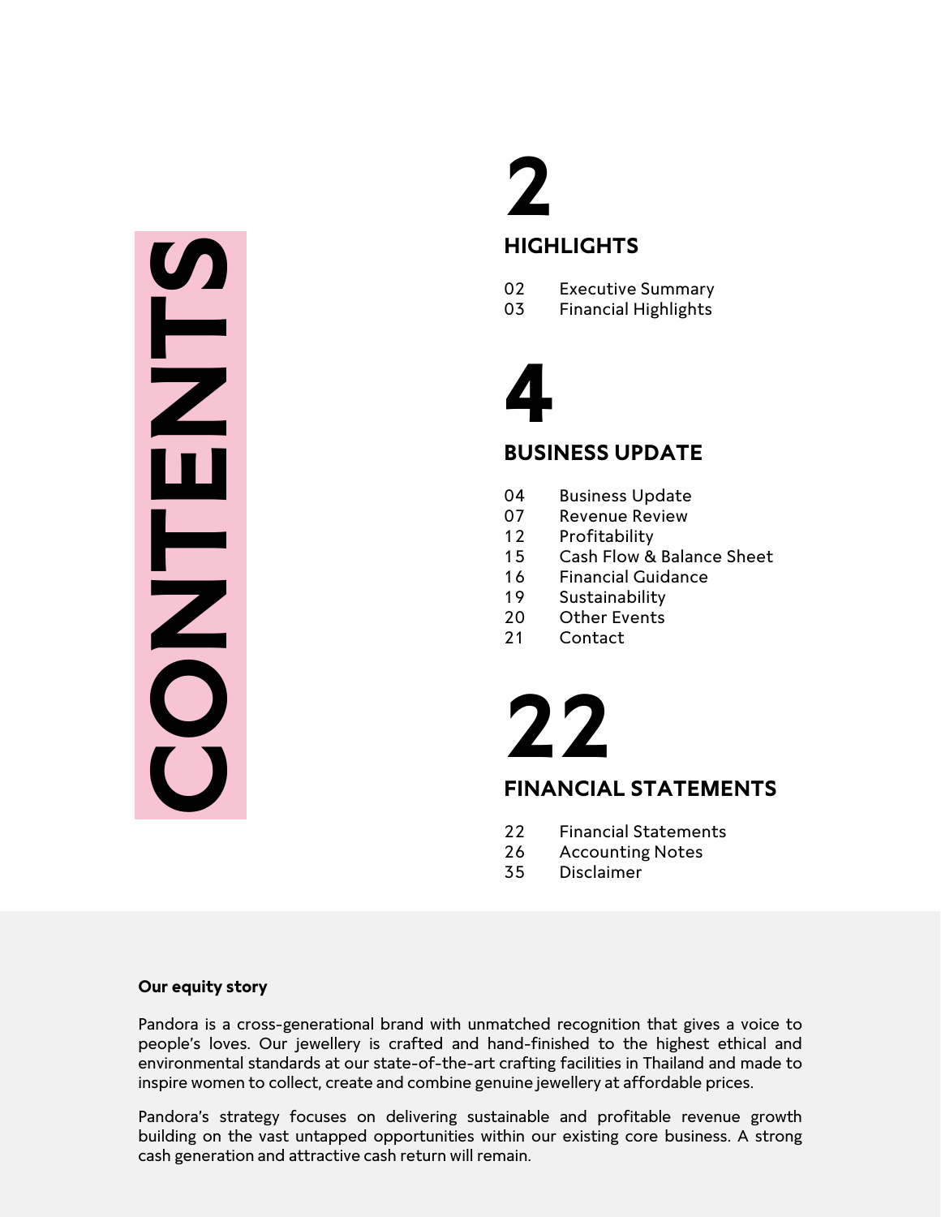# CONTENTS

## 2

### HIGHLIGHTS

- 02 Executive Summary
- 03 Financial Highlights

## 4

### BUSINESS UPDATE

- 04 Business Update
- 07 Revenue Review
- 12 Profitability
- 15 Cash Flow & Balance Sheet
- 16 Financial Guidance
- 19 Sustainability
- 20 Other Events
- 21 Contact

## 22

### FINANCIAL STATEMENTS

- 22 Financial Statements
- 26 Accounting Notes
- 35 Disclaimer

**Our equity story**

Pandora is a cross-generational brand with unmatched recognition that gives a voice to people's loves. Our jewellery is crafted and hand-finished to the highest ethical and environmental standards at our state-of-the-art crafting facilities in Thailand and made to inspire women to collect, create and combine genuine jewellery at affordable prices.

Pandora's strategy focuses on delivering sustainable and profitable revenue growth building on the vast untapped opportunities within our existing core business. A strong cash generation and attractive cash return will remain.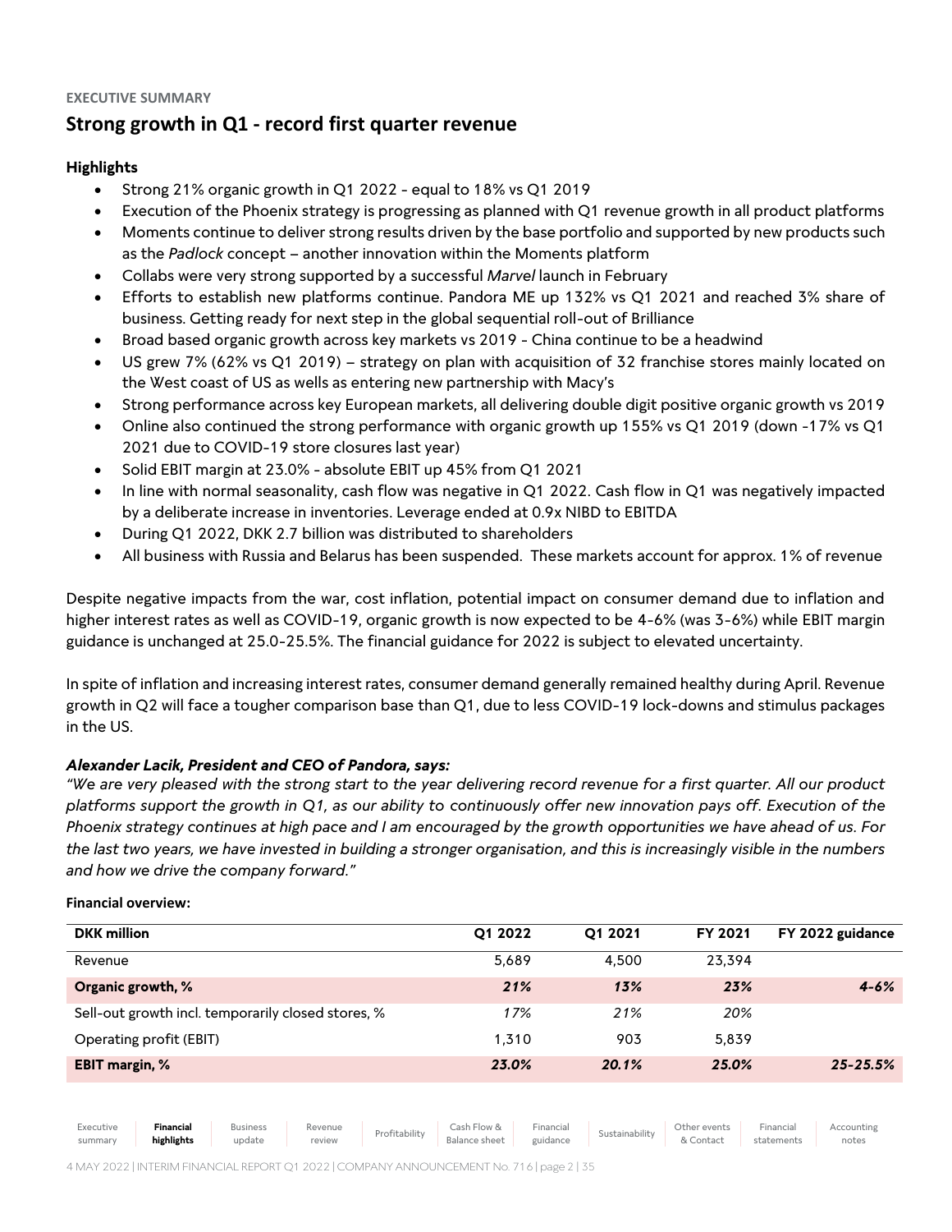EXECUTIVE SUMMARY

## Strong growth in Q1 - record first quarter revenue

### Highlights

- Strong 21% organic growth in Q1 2022 - equal to 18% vs Q1 2019
- Execution of the Phoenix strategy is progressing as planned with Q1 revenue growth in all product platforms
- Moments continue to deliver strong results driven by the base portfolio and supported by new products such as the *Padlock* concept – another innovation within the Moments platform
- Collabs were very strong supported by a successful *Marvel* launch in February
- Efforts to establish new platforms continue. Pandora ME up 132% vs Q1 2021 and reached 3% share of business. Getting ready for next step in the global sequential roll-out of Brilliance
- Broad based organic growth across key markets vs 2019 - China continue to be a headwind
- US grew 7% (62% vs Q1 2019) – strategy on plan with acquisition of 32 franchise stores mainly located on the West coast of US as wells as entering new partnership with Macy's
- Strong performance across key European markets, all delivering double digit positive organic growth vs 2019
- Online also continued the strong performance with organic growth up 155% vs Q1 2019 (down -17% vs Q1 2021 due to COVID-19 store closures last year)
- Solid EBIT margin at 23.0% - absolute EBIT up 45% from Q1 2021
- In line with normal seasonality, cash flow was negative in Q1 2022. Cash flow in Q1 was negatively impacted by a deliberate increase in inventories. Leverage ended at 0.9x NIBD to EBITDA
- During Q1 2022, DKK 2.7 billion was distributed to shareholders
- All business with Russia and Belarus has been suspended. These markets account for approx. 1% of revenue

Despite negative impacts from the war, cost inflation, potential impact on consumer demand due to inflation and higher interest rates as well as COVID-19, organic growth is now expected to be 4-6% (was 3-6%) while EBIT margin guidance is unchanged at 25.0-25.5%. The financial guidance for 2022 is subject to elevated uncertainty.

In spite of inflation and increasing interest rates, consumer demand generally remained healthy during April. Revenue growth in Q2 will face a tougher comparison base than Q1, due to less COVID-19 lock-downs and stimulus packages in the US.

***Alexander Lacik, President and CEO of Pandora, says:***

*"We are very pleased with the strong start to the year delivering record revenue for a first quarter. All our product platforms support the growth in Q1, as our ability to continuously offer new innovation pays off. Execution of the Phoenix strategy continues at high pace and I am encouraged by the growth opportunities we have ahead of us. For the last two years, we have invested in building a stronger organisation, and this is increasingly visible in the numbers and how we drive the company forward."*

**Financial overview:**

| DKK million | Q1 2022 | Q1 2021 | FY 2021 | FY 2022 guidance |
|---|---|---|---|---|
| Revenue | 5,689 | 4,500 | 23,394 | |
| **Organic growth, %** | ***21%*** | ***13%*** | ***23%*** | ***4-6%*** |
| Sell-out growth incl. temporarily closed stores, % | *17%* | *21%* | *20%* | |
| Operating profit (EBIT) | 1,310 | 903 | 5,839 | |
| **EBIT margin, %** | ***23.0%*** | ***20.1%*** | ***25.0%*** | ***25-25.5%*** |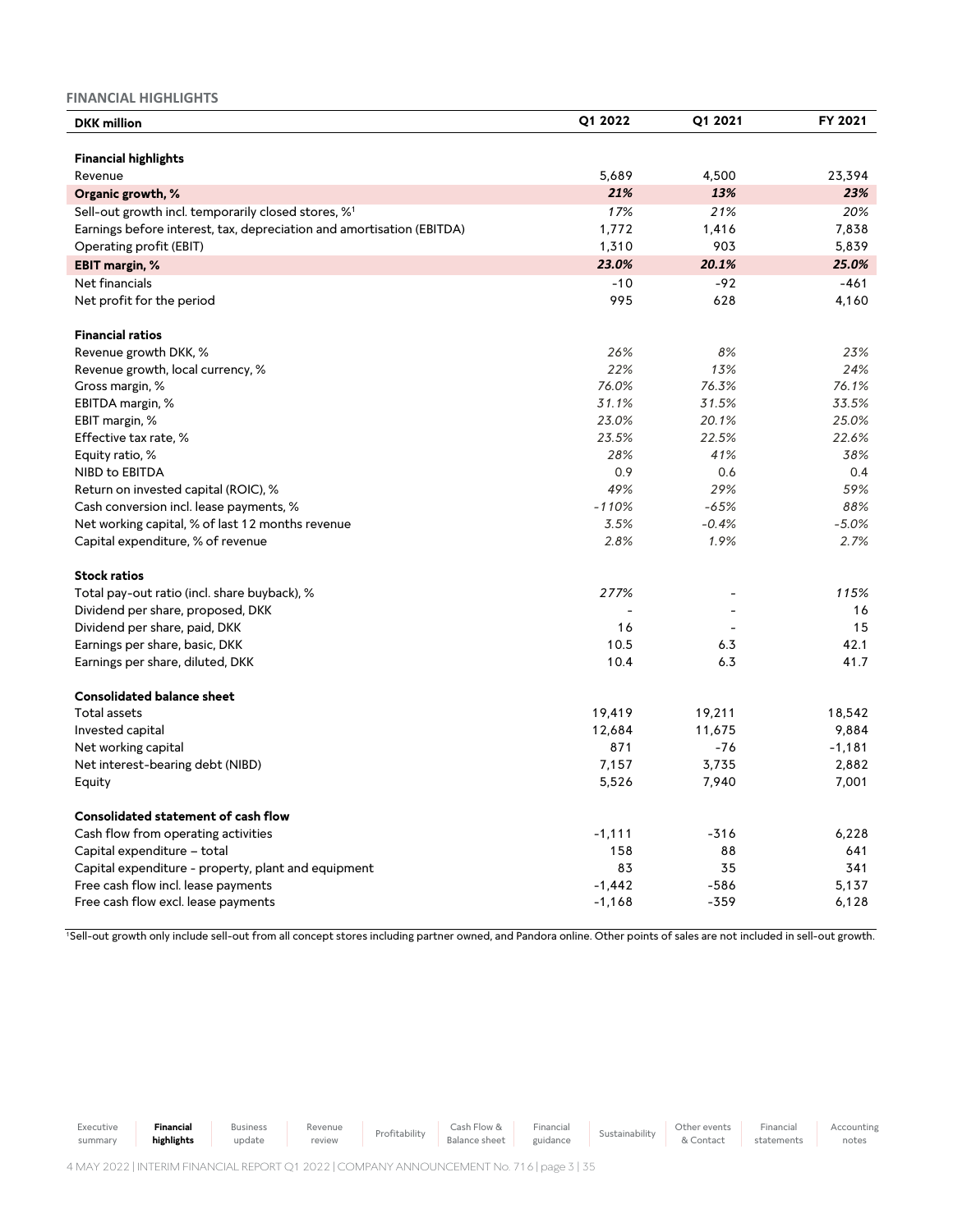## FINANCIAL HIGHLIGHTS

| DKK million | Q1 2022 | Q1 2021 | FY 2021 |
|---|---|---|---|
| **Financial highlights** | | | |
| Revenue | 5,689 | 4,500 | 23,394 |
| **Organic growth, %** | ***21%*** | ***13%*** | ***23%*** |
| Sell-out growth incl. temporarily closed stores, %[1] | *17%* | *21%* | *20%* |
| Earnings before interest, tax, depreciation and amortisation (EBITDA) | 1,772 | 1,416 | 7,838 |
| Operating profit (EBIT) | 1,310 | 903 | 5,839 |
| **EBIT margin, %** | ***23.0%*** | ***20.1%*** | ***25.0%*** |
| Net financials | -10 | -92 | -461 |
| Net profit for the period | 995 | 628 | 4,160 |
| **Financial ratios** | | | |
| Revenue growth DKK, % | *26%* | *8%* | *23%* |
| Revenue growth, local currency, % | *22%* | *13%* | *24%* |
| Gross margin, % | *76.0%* | *76.3%* | *76.1%* |
| EBITDA margin, % | *31.1%* | *31.5%* | *33.5%* |
| EBIT margin, % | *23.0%* | *20.1%* | *25.0%* |
| Effective tax rate, % | *23.5%* | *22.5%* | *22.6%* |
| Equity ratio, % | *28%* | *41%* | *38%* |
| NIBD to EBITDA | 0.9 | 0.6 | 0.4 |
| Return on invested capital (ROIC), % | *49%* | *29%* | *59%* |
| Cash conversion incl. lease payments, % | *-110%* | *-65%* | *88%* |
| Net working capital, % of last 12 months revenue | *3.5%* | *-0.4%* | *-5.0%* |
| Capital expenditure, % of revenue | *2.8%* | *1.9%* | *2.7%* |
| **Stock ratios** | | | |
| Total pay-out ratio (incl. share buyback), % | *277%* | - | *115%* |
| Dividend per share, proposed, DKK | - | - | 16 |
| Dividend per share, paid, DKK | 16 | - | 15 |
| Earnings per share, basic, DKK | 10.5 | 6.3 | 42.1 |
| Earnings per share, diluted, DKK | 10.4 | 6.3 | 41.7 |
| **Consolidated balance sheet** | | | |
| Total assets | 19,419 | 19,211 | 18,542 |
| Invested capital | 12,684 | 11,675 | 9,884 |
| Net working capital | 871 | -76 | -1,181 |
| Net interest-bearing debt (NIBD) | 7,157 | 3,735 | 2,882 |
| Equity | 5,526 | 7,940 | 7,001 |
| **Consolidated statement of cash flow** | | | |
| Cash flow from operating activities | -1,111 | -316 | 6,228 |
| Capital expenditure – total | 158 | 88 | 641 |
| Capital expenditure - property, plant and equipment | 83 | 35 | 341 |
| Free cash flow incl. lease payments | -1,442 | -586 | 5,137 |
| Free cash flow excl. lease payments | -1,168 | -359 | 6,128 |

[1]Sell-out growth only include sell-out from all concept stores including partner owned, and Pandora online. Other points of sales are not included in sell-out growth.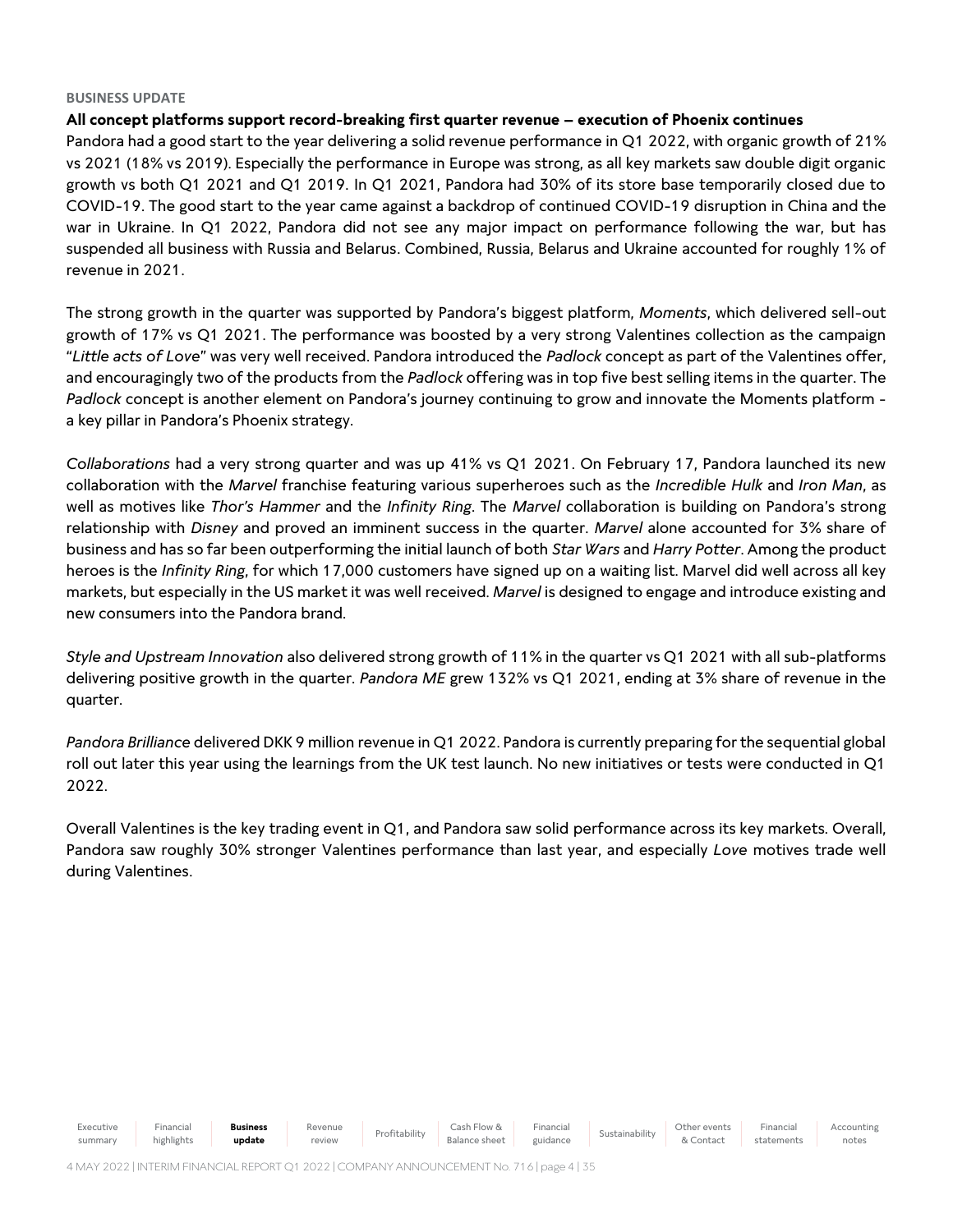BUSINESS UPDATE

**All concept platforms support record-breaking first quarter revenue – execution of Phoenix continues**

Pandora had a good start to the year delivering a solid revenue performance in Q1 2022, with organic growth of 21% vs 2021 (18% vs 2019). Especially the performance in Europe was strong, as all key markets saw double digit organic growth vs both Q1 2021 and Q1 2019. In Q1 2021, Pandora had 30% of its store base temporarily closed due to COVID-19. The good start to the year came against a backdrop of continued COVID-19 disruption in China and the war in Ukraine. In Q1 2022, Pandora did not see any major impact on performance following the war, but has suspended all business with Russia and Belarus. Combined, Russia, Belarus and Ukraine accounted for roughly 1% of revenue in 2021.

The strong growth in the quarter was supported by Pandora's biggest platform, *Moments*, which delivered sell-out growth of 17% vs Q1 2021. The performance was boosted by a very strong Valentines collection as the campaign "*Little acts of Love*" was very well received. Pandora introduced the *Padlock* concept as part of the Valentines offer, and encouragingly two of the products from the *Padlock* offering was in top five best selling items in the quarter. The *Padlock* concept is another element on Pandora's journey continuing to grow and innovate the Moments platform - a key pillar in Pandora's Phoenix strategy.

*Collaborations* had a very strong quarter and was up 41% vs Q1 2021. On February 17, Pandora launched its new collaboration with the *Marvel* franchise featuring various superheroes such as the *Incredible Hulk* and *Iron Man*, as well as motives like *Thor's Hammer* and the *Infinity Ring*. The *Marvel* collaboration is building on Pandora's strong relationship with *Disney* and proved an imminent success in the quarter. *Marvel* alone accounted for 3% share of business and has so far been outperforming the initial launch of both *Star Wars* and *Harry Potter*. Among the product heroes is the *Infinity Ring*, for which 17,000 customers have signed up on a waiting list. Marvel did well across all key markets, but especially in the US market it was well received. *Marvel* is designed to engage and introduce existing and new consumers into the Pandora brand.

*Style and Upstream Innovation* also delivered strong growth of 11% in the quarter vs Q1 2021 with all sub-platforms delivering positive growth in the quarter. *Pandora ME* grew 132% vs Q1 2021, ending at 3% share of revenue in the quarter.

*Pandora Brilliance* delivered DKK 9 million revenue in Q1 2022. Pandora is currently preparing for the sequential global roll out later this year using the learnings from the UK test launch. No new initiatives or tests were conducted in Q1 2022.

Overall Valentines is the key trading event in Q1, and Pandora saw solid performance across its key markets. Overall, Pandora saw roughly 30% stronger Valentines performance than last year, and especially *Love* motives trade well during Valentines.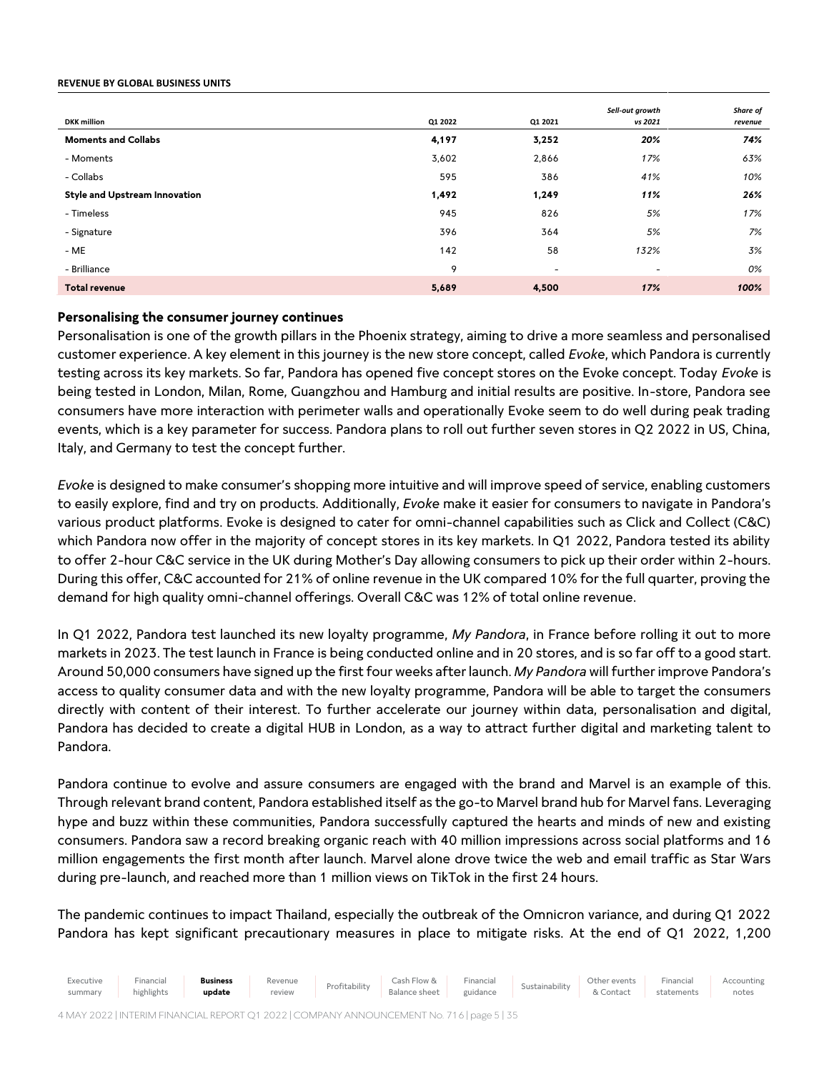**REVENUE BY GLOBAL BUSINESS UNITS**

| DKK million | Q1 2022 | Q1 2021 | *Sell-out growth vs 2021* | *Share of revenue* |
|---|---|---|---|---|
| **Moments and Collabs** | **4,197** | **3,252** | ***20%*** | ***74%*** |
| - Moments | 3,602 | 2,866 | *17%* | *63%* |
| - Collabs | 595 | 386 | *41%* | *10%* |
| **Style and Upstream Innovation** | **1,492** | **1,249** | ***11%*** | ***26%*** |
| - Timeless | 945 | 826 | *5%* | *17%* |
| - Signature | 396 | 364 | *5%* | *7%* |
| - ME | 142 | 58 | *132%* | *3%* |
| - Brilliance | 9 | - | - | *0%* |
| **Total revenue** | **5,689** | **4,500** | ***17%*** | ***100%*** |

**Personalising the consumer journey continues**

Personalisation is one of the growth pillars in the Phoenix strategy, aiming to drive a more seamless and personalised customer experience. A key element in this journey is the new store concept, called *Evoke*, which Pandora is currently testing across its key markets. So far, Pandora has opened five concept stores on the Evoke concept. Today *Evoke* is being tested in London, Milan, Rome, Guangzhou and Hamburg and initial results are positive. In-store, Pandora see consumers have more interaction with perimeter walls and operationally Evoke seem to do well during peak trading events, which is a key parameter for success. Pandora plans to roll out further seven stores in Q2 2022 in US, China, Italy, and Germany to test the concept further.

*Evoke* is designed to make consumer's shopping more intuitive and will improve speed of service, enabling customers to easily explore, find and try on products. Additionally, *Evoke* make it easier for consumers to navigate in Pandora's various product platforms. Evoke is designed to cater for omni-channel capabilities such as Click and Collect (C&C) which Pandora now offer in the majority of concept stores in its key markets. In Q1 2022, Pandora tested its ability to offer 2-hour C&C service in the UK during Mother's Day allowing consumers to pick up their order within 2-hours. During this offer, C&C accounted for 21% of online revenue in the UK compared 10% for the full quarter, proving the demand for high quality omni-channel offerings. Overall C&C was 12% of total online revenue.

In Q1 2022, Pandora test launched its new loyalty programme, *My Pandora*, in France before rolling it out to more markets in 2023. The test launch in France is being conducted online and in 20 stores, and is so far off to a good start. Around 50,000 consumers have signed up the first four weeks after launch. *My Pandora* will further improve Pandora's access to quality consumer data and with the new loyalty programme, Pandora will be able to target the consumers directly with content of their interest. To further accelerate our journey within data, personalisation and digital, Pandora has decided to create a digital HUB in London, as a way to attract further digital and marketing talent to Pandora.

Pandora continue to evolve and assure consumers are engaged with the brand and Marvel is an example of this. Through relevant brand content, Pandora established itself as the go-to Marvel brand hub for Marvel fans. Leveraging hype and buzz within these communities, Pandora successfully captured the hearts and minds of new and existing consumers. Pandora saw a record breaking organic reach with 40 million impressions across social platforms and 16 million engagements the first month after launch. Marvel alone drove twice the web and email traffic as Star Wars during pre-launch, and reached more than 1 million views on TikTok in the first 24 hours.

The pandemic continues to impact Thailand, especially the outbreak of the Omnicron variance, and during Q1 2022 Pandora has kept significant precautionary measures in place to mitigate risks. At the end of Q1 2022, 1,200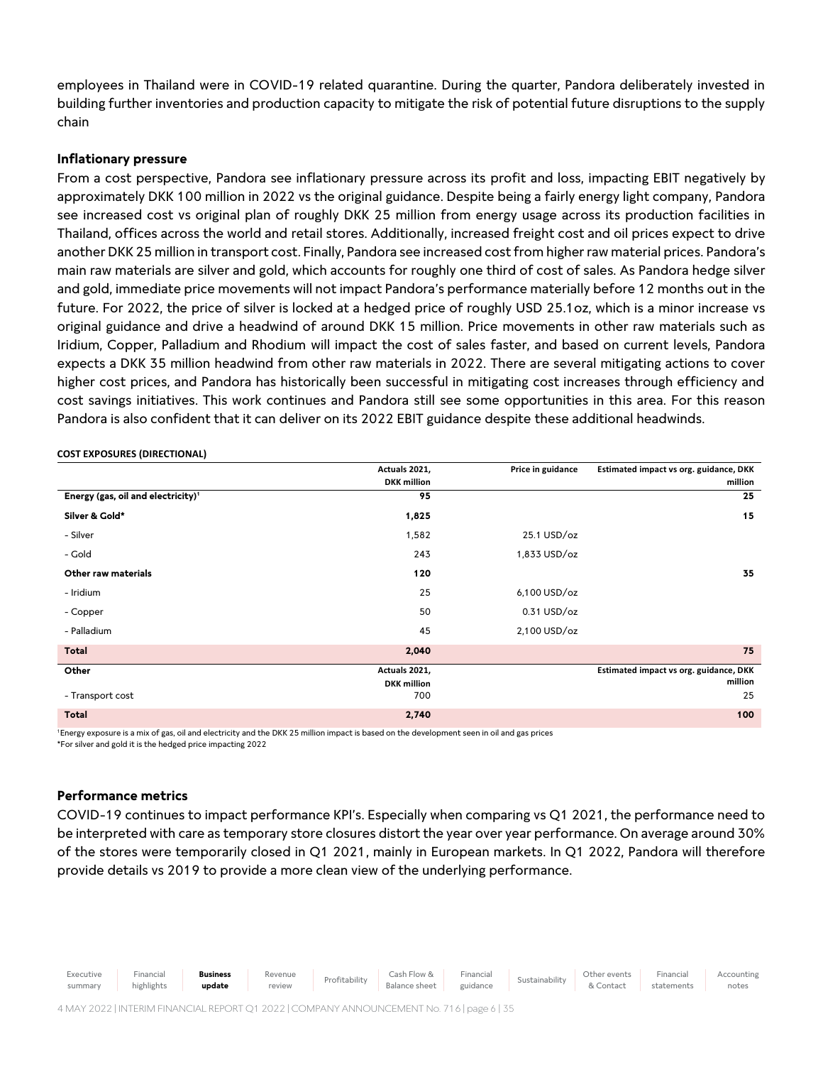employees in Thailand were in COVID-19 related quarantine. During the quarter, Pandora deliberately invested in building further inventories and production capacity to mitigate the risk of potential future disruptions to the supply chain

### Inflationary pressure

From a cost perspective, Pandora see inflationary pressure across its profit and loss, impacting EBIT negatively by approximately DKK 100 million in 2022 vs the original guidance. Despite being a fairly energy light company, Pandora see increased cost vs original plan of roughly DKK 25 million from energy usage across its production facilities in Thailand, offices across the world and retail stores. Additionally, increased freight cost and oil prices expect to drive another DKK 25 million in transport cost. Finally, Pandora see increased cost from higher raw material prices. Pandora's main raw materials are silver and gold, which accounts for roughly one third of cost of sales. As Pandora hedge silver and gold, immediate price movements will not impact Pandora's performance materially before 12 months out in the future. For 2022, the price of silver is locked at a hedged price of roughly USD 25.1oz, which is a minor increase vs original guidance and drive a headwind of around DKK 15 million. Price movements in other raw materials such as Iridium, Copper, Palladium and Rhodium will impact the cost of sales faster, and based on current levels, Pandora expects a DKK 35 million headwind from other raw materials in 2022. There are several mitigating actions to cover higher cost prices, and Pandora has historically been successful in mitigating cost increases through efficiency and cost savings initiatives. This work continues and Pandora still see some opportunities in this area. For this reason Pandora is also confident that it can deliver on its 2022 EBIT guidance despite these additional headwinds.

**COST EXPOSURES (DIRECTIONAL)**

| | Actuals 2021, DKK million | Price in guidance | Estimated impact vs org. guidance, DKK million |
|---|---|---|---|
| **Energy (gas, oil and electricity)**[1] | **95** | | **25** |
| **Silver & Gold*** | **1,825** | | **15** |
| - Silver | 1,582 | 25.1 USD/oz | |
| - Gold | 243 | 1,833 USD/oz | |
| **Other raw materials** | **120** | | **35** |
| - Iridium | 25 | 6,100 USD/oz | |
| - Copper | 50 | 0.31 USD/oz | |
| - Palladium | 45 | 2,100 USD/oz | |
| **Total** | **2,040** | | **75** |
| **Other** | **Actuals 2021, DKK million** | | **Estimated impact vs org. guidance, DKK million** |
| - Transport cost | 700 | | 25 |
| **Total** | **2,740** | | **100** |

[1]Energy exposure is a mix of gas, oil and electricity and the DKK 25 million impact is based on the development seen in oil and gas prices

*For silver and gold it is the hedged price impacting 2022

### Performance metrics

COVID-19 continues to impact performance KPI's. Especially when comparing vs Q1 2021, the performance need to be interpreted with care as temporary store closures distort the year over year performance. On average around 30% of the stores were temporarily closed in Q1 2021, mainly in European markets. In Q1 2022, Pandora will therefore provide details vs 2019 to provide a more clean view of the underlying performance.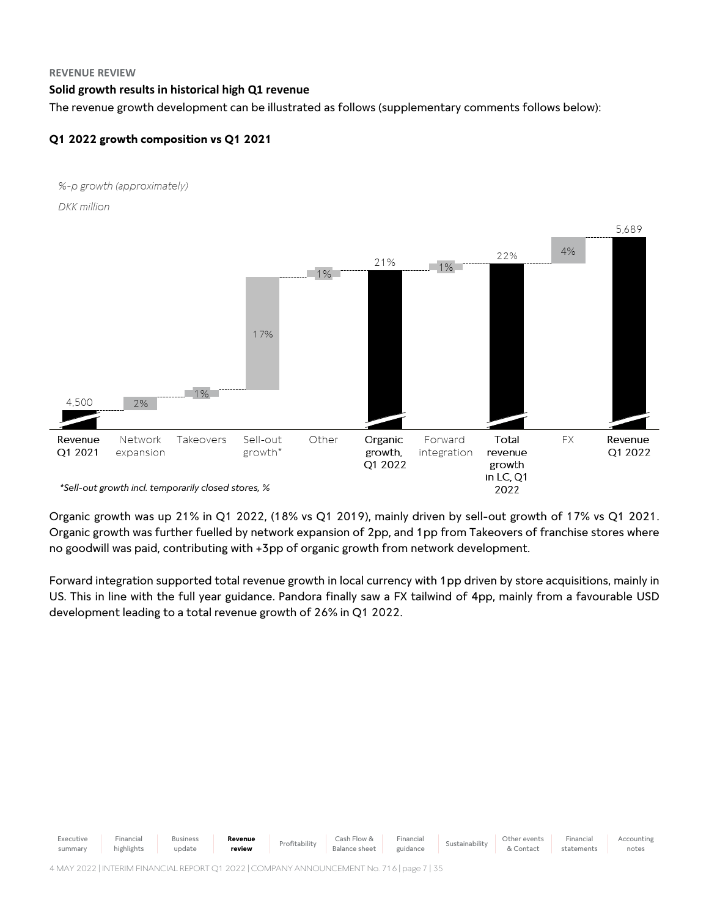REVENUE REVIEW

## Solid growth results in historical high Q1 revenue

The revenue growth development can be illustrated as follows (supplementary comments follows below):

### Q1 2022 growth composition vs Q1 2021

*%-p growth (approximately)*

*DKK million*

| Revenue Q1 2021 | Network expansion | Takeovers | Sell-out growth* | Other | Organic growth, Q1 2022 | Forward integration | Total revenue growth in LC, Q1 2022 | FX | Revenue Q1 2022 |
|---|---|---|---|---|---|---|---|---|---|
| 4,500 | 2% | 1% | 17% | 1% | 21% | 1% | 22% | 4% | 5,689 |

*\*Sell-out growth incl. temporarily closed stores, %*

Organic growth was up 21% in Q1 2022, (18% vs Q1 2019), mainly driven by sell-out growth of 17% vs Q1 2021. Organic growth was further fuelled by network expansion of 2pp, and 1pp from Takeovers of franchise stores where no goodwill was paid, contributing with +3pp of organic growth from network development.

Forward integration supported total revenue growth in local currency with 1pp driven by store acquisitions, mainly in US. This in line with the full year guidance. Pandora finally saw a FX tailwind of 4pp, mainly from a favourable USD development leading to a total revenue growth of 26% in Q1 2022.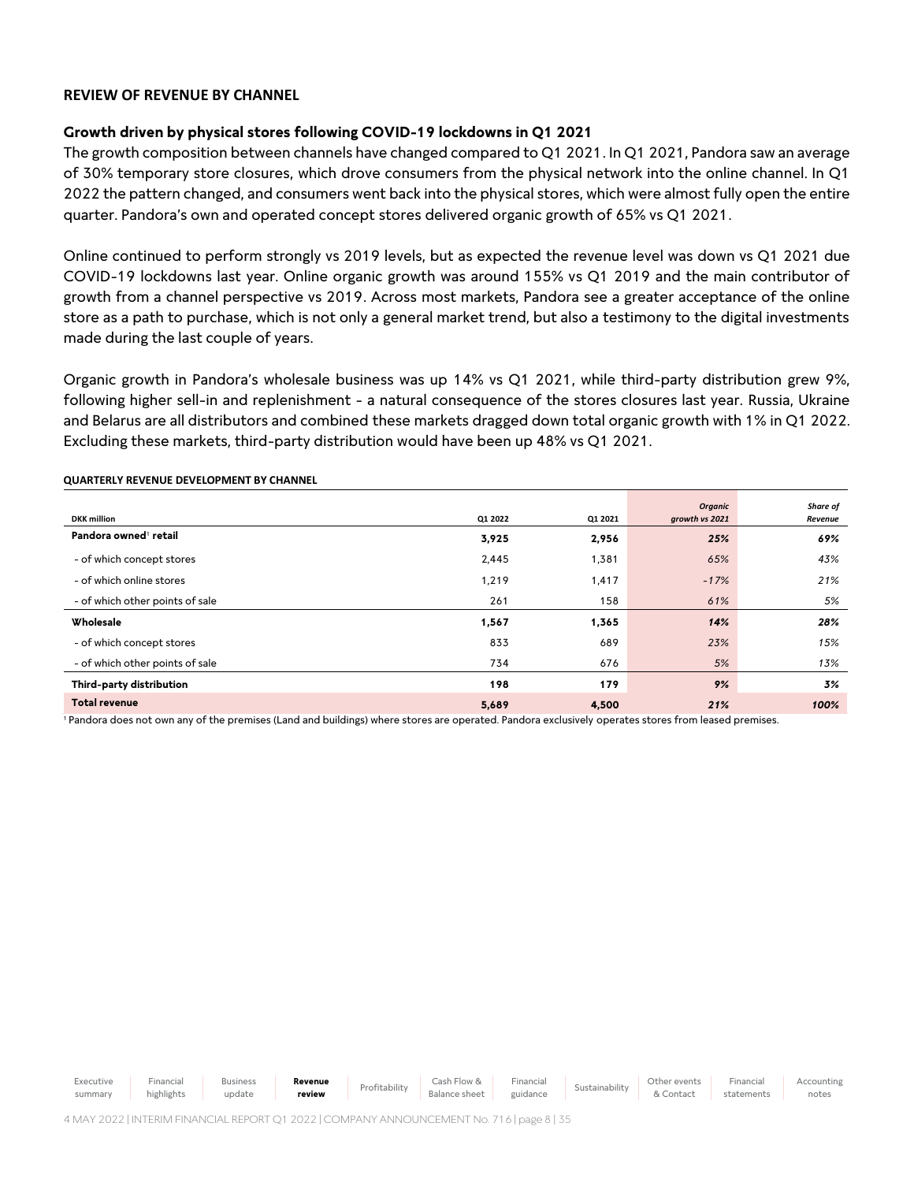## REVIEW OF REVENUE BY CHANNEL

### Growth driven by physical stores following COVID-19 lockdowns in Q1 2021

The growth composition between channels have changed compared to Q1 2021. In Q1 2021, Pandora saw an average of 30% temporary store closures, which drove consumers from the physical network into the online channel. In Q1 2022 the pattern changed, and consumers went back into the physical stores, which were almost fully open the entire quarter. Pandora's own and operated concept stores delivered organic growth of 65% vs Q1 2021.

Online continued to perform strongly vs 2019 levels, but as expected the revenue level was down vs Q1 2021 due COVID-19 lockdowns last year. Online organic growth was around 155% vs Q1 2019 and the main contributor of growth from a channel perspective vs 2019. Across most markets, Pandora see a greater acceptance of the online store as a path to purchase, which is not only a general market trend, but also a testimony to the digital investments made during the last couple of years.

Organic growth in Pandora's wholesale business was up 14% vs Q1 2021, while third-party distribution grew 9%, following higher sell-in and replenishment - a natural consequence of the stores closures last year. Russia, Ukraine and Belarus are all distributors and combined these markets dragged down total organic growth with 1% in Q1 2022. Excluding these markets, third-party distribution would have been up 48% vs Q1 2021.

**QUARTERLY REVENUE DEVELOPMENT BY CHANNEL**

| DKK million | Q1 2022 | Q1 2021 | *Organic growth vs 2021* | *Share of Revenue* |
|---|---|---|---|---|
| **Pandora owned[1] retail** | **3,925** | **2,956** | ***25%*** | ***69%*** |
| - of which concept stores | 2,445 | 1,381 | *65%* | *43%* |
| - of which online stores | 1,219 | 1,417 | *-17%* | *21%* |
| - of which other points of sale | 261 | 158 | *61%* | *5%* |
| **Wholesale** | **1,567** | **1,365** | ***14%*** | ***28%*** |
| - of which concept stores | 833 | 689 | *23%* | *15%* |
| - of which other points of sale | 734 | 676 | *5%* | *13%* |
| **Third-party distribution** | **198** | **179** | ***9%*** | ***3%*** |
| **Total revenue** | **5,689** | **4,500** | ***21%*** | ***100%*** |

[1] Pandora does not own any of the premises (Land and buildings) where stores are operated. Pandora exclusively operates stores from leased premises.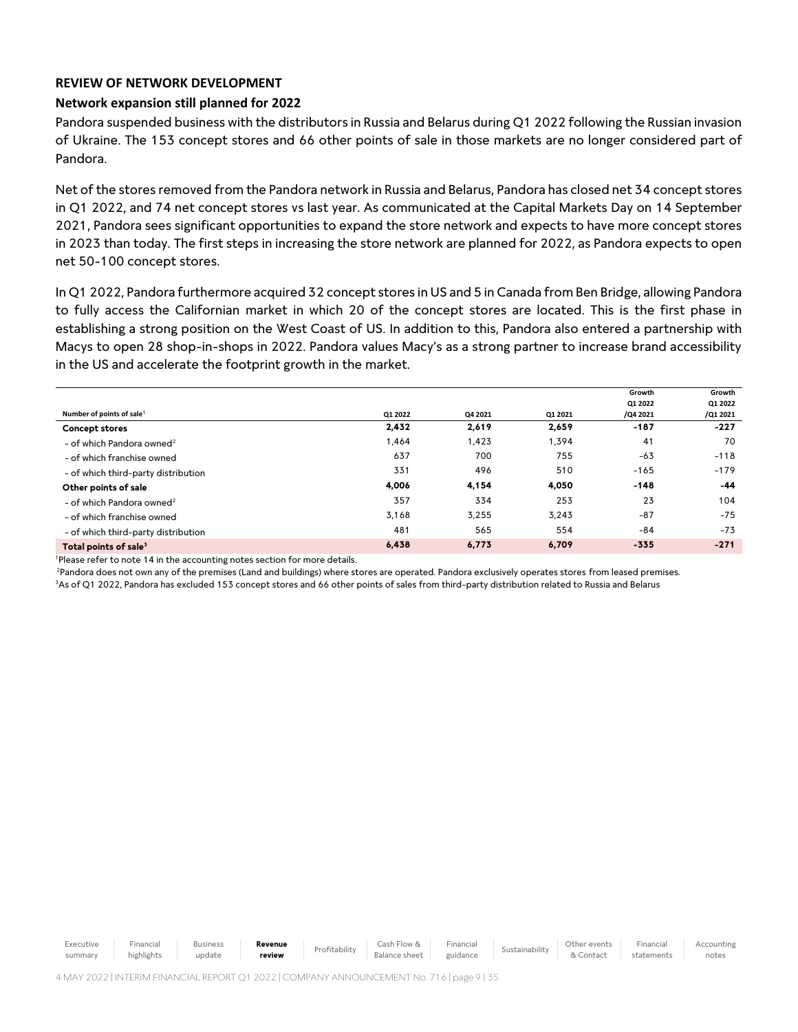## REVIEW OF NETWORK DEVELOPMENT

### Network expansion still planned for 2022

Pandora suspended business with the distributors in Russia and Belarus during Q1 2022 following the Russian invasion of Ukraine. The 153 concept stores and 66 other points of sale in those markets are no longer considered part of Pandora.

Net of the stores removed from the Pandora network in Russia and Belarus, Pandora has closed net 34 concept stores in Q1 2022, and 74 net concept stores vs last year. As communicated at the Capital Markets Day on 14 September 2021, Pandora sees significant opportunities to expand the store network and expects to have more concept stores in 2023 than today. The first steps in increasing the store network are planned for 2022, as Pandora expects to open net 50-100 concept stores.

In Q1 2022, Pandora furthermore acquired 32 concept stores in US and 5 in Canada from Ben Bridge, allowing Pandora to fully access the Californian market in which 20 of the concept stores are located. This is the first phase in establishing a strong position on the West Coast of US. In addition to this, Pandora also entered a partnership with Macys to open 28 shop-in-shops in 2022. Pandora values Macy's as a strong partner to increase brand accessibility in the US and accelerate the footprint growth in the market.

| Number of points of sale[1] | Q1 2022 | Q4 2021 | Q1 2021 | Growth Q1 2022 /Q4 2021 | Growth Q1 2022 /Q1 2021 |
|---|---|---|---|---|---|
| **Concept stores** | **2,432** | **2,619** | **2,659** | **-187** | **-227** |
| - of which Pandora owned[2] | 1,464 | 1,423 | 1,394 | 41 | 70 |
| - of which franchise owned | 637 | 700 | 755 | -63 | -118 |
| - of which third-party distribution | 331 | 496 | 510 | -165 | -179 |
| **Other points of sale** | **4,006** | **4,154** | **4,050** | **-148** | **-44** |
| - of which Pandora owned[2] | 357 | 334 | 253 | 23 | 104 |
| - of which franchise owned | 3,168 | 3,255 | 3,243 | -87 | -75 |
| - of which third-party distribution | 481 | 565 | 554 | -84 | -73 |
| **Total points of sale[3]** | **6,438** | **6,773** | **6,709** | **-335** | **-271** |

[1]Please refer to note 14 in the accounting notes section for more details.

[2]Pandora does not own any of the premises (Land and buildings) where stores are operated. Pandora exclusively operates stores from leased premises.

[3]As of Q1 2022, Pandora has excluded 153 concept stores and 66 other points of sales from third-party distribution related to Russia and Belarus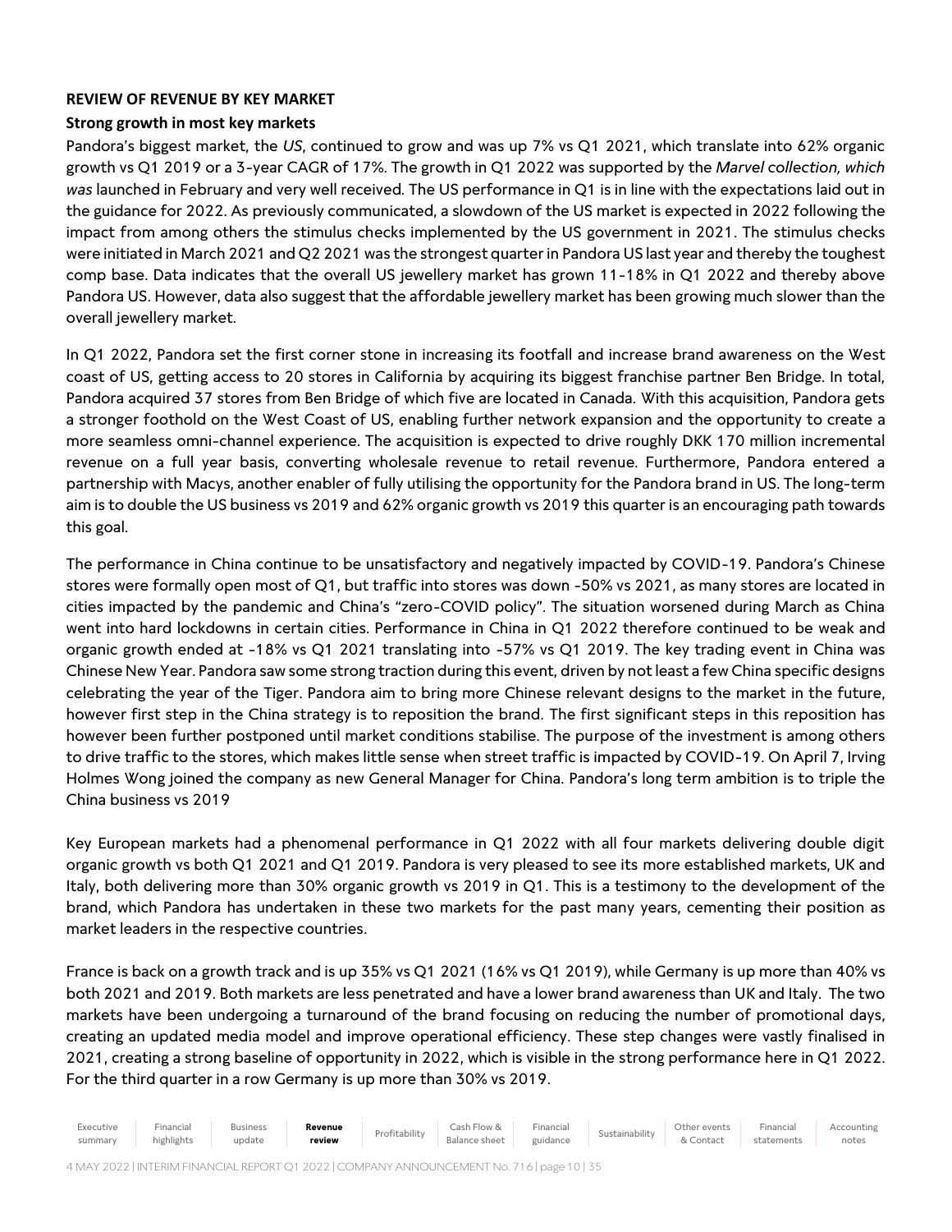**REVIEW OF REVENUE BY KEY MARKET**

**Strong growth in most key markets**

Pandora's biggest market, the *US*, continued to grow and was up 7% vs Q1 2021, which translate into 62% organic growth vs Q1 2019 or a 3-year CAGR of 17%. The growth in Q1 2022 was supported by the *Marvel collection, which was* launched in February and very well received. The US performance in Q1 is in line with the expectations laid out in the guidance for 2022. As previously communicated, a slowdown of the US market is expected in 2022 following the impact from among others the stimulus checks implemented by the US government in 2021. The stimulus checks were initiated in March 2021 and Q2 2021 was the strongest quarter in Pandora US last year and thereby the toughest comp base. Data indicates that the overall US jewellery market has grown 11-18% in Q1 2022 and thereby above Pandora US. However, data also suggest that the affordable jewellery market has been growing much slower than the overall jewellery market.

In Q1 2022, Pandora set the first corner stone in increasing its footfall and increase brand awareness on the West coast of US, getting access to 20 stores in California by acquiring its biggest franchise partner Ben Bridge. In total, Pandora acquired 37 stores from Ben Bridge of which five are located in Canada. With this acquisition, Pandora gets a stronger foothold on the West Coast of US, enabling further network expansion and the opportunity to create a more seamless omni-channel experience. The acquisition is expected to drive roughly DKK 170 million incremental revenue on a full year basis, converting wholesale revenue to retail revenue. Furthermore, Pandora entered a partnership with Macys, another enabler of fully utilising the opportunity for the Pandora brand in US. The long-term aim is to double the US business vs 2019 and 62% organic growth vs 2019 this quarter is an encouraging path towards this goal.

The performance in China continue to be unsatisfactory and negatively impacted by COVID-19. Pandora's Chinese stores were formally open most of Q1, but traffic into stores was down -50% vs 2021, as many stores are located in cities impacted by the pandemic and China's "zero-COVID policy". The situation worsened during March as China went into hard lockdowns in certain cities. Performance in China in Q1 2022 therefore continued to be weak and organic growth ended at -18% vs Q1 2021 translating into -57% vs Q1 2019. The key trading event in China was Chinese New Year. Pandora saw some strong traction during this event, driven by not least a few China specific designs celebrating the year of the Tiger. Pandora aim to bring more Chinese relevant designs to the market in the future, however first step in the China strategy is to reposition the brand. The first significant steps in this reposition has however been further postponed until market conditions stabilise. The purpose of the investment is among others to drive traffic to the stores, which makes little sense when street traffic is impacted by COVID-19. On April 7, Irving Holmes Wong joined the company as new General Manager for China. Pandora's long term ambition is to triple the China business vs 2019

Key European markets had a phenomenal performance in Q1 2022 with all four markets delivering double digit organic growth vs both Q1 2021 and Q1 2019. Pandora is very pleased to see its more established markets, UK and Italy, both delivering more than 30% organic growth vs 2019 in Q1. This is a testimony to the development of the brand, which Pandora has undertaken in these two markets for the past many years, cementing their position as market leaders in the respective countries.

France is back on a growth track and is up 35% vs Q1 2021 (16% vs Q1 2019), while Germany is up more than 40% vs both 2021 and 2019. Both markets are less penetrated and have a lower brand awareness than UK and Italy. The two markets have been undergoing a turnaround of the brand focusing on reducing the number of promotional days, creating an updated media model and improve operational efficiency. These step changes were vastly finalised in 2021, creating a strong baseline of opportunity in 2022, which is visible in the strong performance here in Q1 2022. For the third quarter in a row Germany is up more than 30% vs 2019.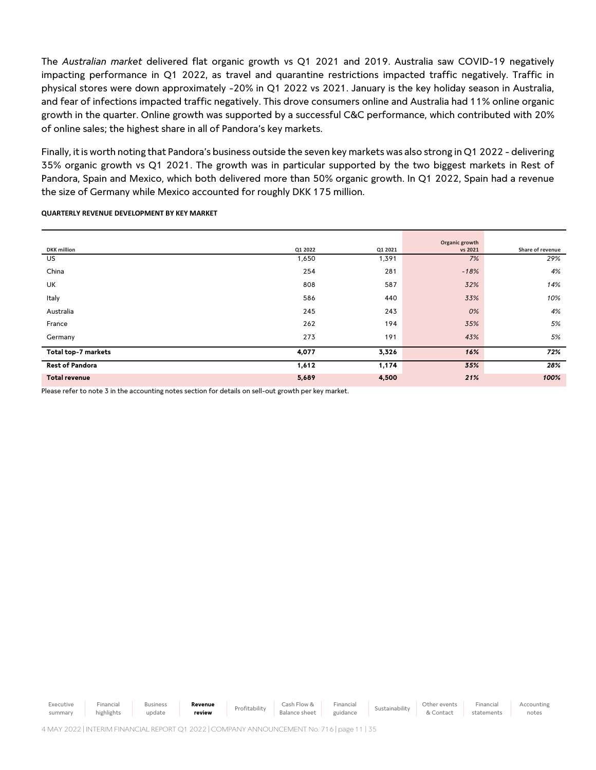The *Australian market* delivered flat organic growth vs Q1 2021 and 2019. Australia saw COVID-19 negatively impacting performance in Q1 2022, as travel and quarantine restrictions impacted traffic negatively. Traffic in physical stores were down approximately -20% in Q1 2022 vs 2021. January is the key holiday season in Australia, and fear of infections impacted traffic negatively. This drove consumers online and Australia had 11% online organic growth in the quarter. Online growth was supported by a successful C&C performance, which contributed with 20% of online sales; the highest share in all of Pandora's key markets.

Finally, it is worth noting that Pandora's business outside the seven key markets was also strong in Q1 2022 - delivering 35% organic growth vs Q1 2021. The growth was in particular supported by the two biggest markets in Rest of Pandora, Spain and Mexico, which both delivered more than 50% organic growth. In Q1 2022, Spain had a revenue the size of Germany while Mexico accounted for roughly DKK 175 million.

**QUARTERLY REVENUE DEVELOPMENT BY KEY MARKET**

| DKK million | Q1 2022 | Q1 2021 | Organic growth vs 2021 | Share of revenue |
|---|---|---|---|---|
| US | 1,650 | 1,391 | *7%* | *29%* |
| China | 254 | 281 | *-18%* | *4%* |
| UK | 808 | 587 | *32%* | *14%* |
| Italy | 586 | 440 | *33%* | *10%* |
| Australia | 245 | 243 | *0%* | *4%* |
| France | 262 | 194 | *35%* | *5%* |
| Germany | 273 | 191 | *43%* | *5%* |
| **Total top-7 markets** | **4,077** | **3,326** | ***16%*** | ***72%*** |
| **Rest of Pandora** | **1,612** | **1,174** | ***35%*** | ***28%*** |
| **Total revenue** | **5,689** | **4,500** | ***21%*** | ***100%*** |

Please refer to note 3 in the accounting notes section for details on sell-out growth per key market.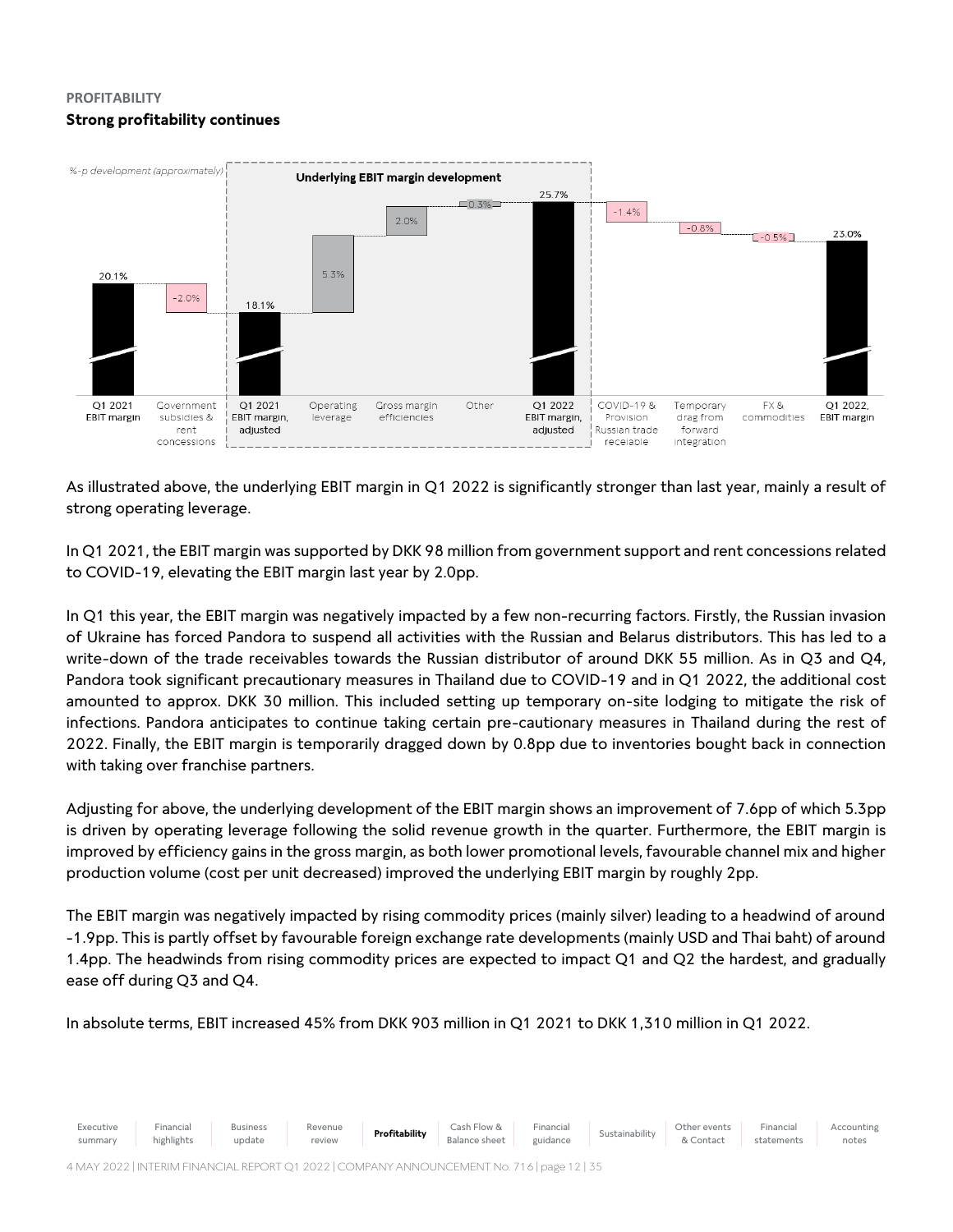PROFITABILITY

## Strong profitability continues

*%-p development (approximately)*

**Underlying EBIT margin development**

| Q1 2021 EBIT margin | Government subsidies & rent concessions | Q1 2021 EBIT margin, adjusted | Operating leverage | Gross margin efficiencies | Other | Q1 2022 EBIT margin, adjusted | COVID-19 & Provision Russian trade receivable | Temporary drag from forward integration | FX & commodities | Q1 2022, EBIT margin |
|---|---|---|---|---|---|---|---|---|---|---|
| 20.1% | -2.0% | 18.1% | 5.3% | 2.0% | 0.3% | 25.7% | -1.4% | -0.8% | -0.5% | 23.0% |

As illustrated above, the underlying EBIT margin in Q1 2022 is significantly stronger than last year, mainly a result of strong operating leverage.

In Q1 2021, the EBIT margin was supported by DKK 98 million from government support and rent concessions related to COVID-19, elevating the EBIT margin last year by 2.0pp.

In Q1 this year, the EBIT margin was negatively impacted by a few non-recurring factors. Firstly, the Russian invasion of Ukraine has forced Pandora to suspend all activities with the Russian and Belarus distributors. This has led to a write-down of the trade receivables towards the Russian distributor of around DKK 55 million. As in Q3 and Q4, Pandora took significant precautionary measures in Thailand due to COVID-19 and in Q1 2022, the additional cost amounted to approx. DKK 30 million. This included setting up temporary on-site lodging to mitigate the risk of infections. Pandora anticipates to continue taking certain pre-cautionary measures in Thailand during the rest of 2022. Finally, the EBIT margin is temporarily dragged down by 0.8pp due to inventories bought back in connection with taking over franchise partners.

Adjusting for above, the underlying development of the EBIT margin shows an improvement of 7.6pp of which 5.3pp is driven by operating leverage following the solid revenue growth in the quarter. Furthermore, the EBIT margin is improved by efficiency gains in the gross margin, as both lower promotional levels, favourable channel mix and higher production volume (cost per unit decreased) improved the underlying EBIT margin by roughly 2pp.

The EBIT margin was negatively impacted by rising commodity prices (mainly silver) leading to a headwind of around -1.9pp. This is partly offset by favourable foreign exchange rate developments (mainly USD and Thai baht) of around 1.4pp. The headwinds from rising commodity prices are expected to impact Q1 and Q2 the hardest, and gradually ease off during Q3 and Q4.

In absolute terms, EBIT increased 45% from DKK 903 million in Q1 2021 to DKK 1,310 million in Q1 2022.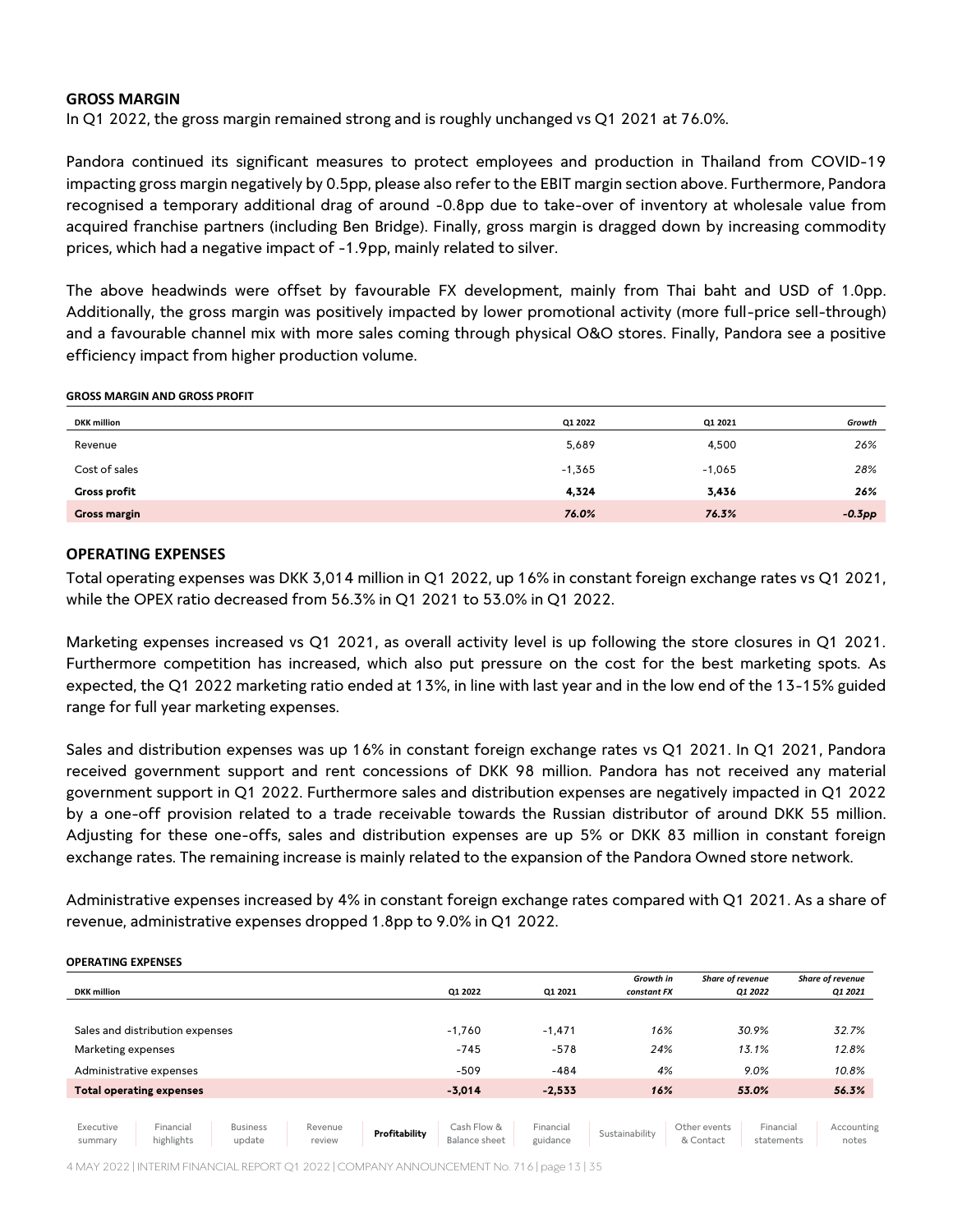## GROSS MARGIN

In Q1 2022, the gross margin remained strong and is roughly unchanged vs Q1 2021 at 76.0%.

Pandora continued its significant measures to protect employees and production in Thailand from COVID-19 impacting gross margin negatively by 0.5pp, please also refer to the EBIT margin section above. Furthermore, Pandora recognised a temporary additional drag of around -0.8pp due to take-over of inventory at wholesale value from acquired franchise partners (including Ben Bridge). Finally, gross margin is dragged down by increasing commodity prices, which had a negative impact of -1.9pp, mainly related to silver.

The above headwinds were offset by favourable FX development, mainly from Thai baht and USD of 1.0pp. Additionally, the gross margin was positively impacted by lower promotional activity (more full-price sell-through) and a favourable channel mix with more sales coming through physical O&O stores. Finally, Pandora see a positive efficiency impact from higher production volume.

**GROSS MARGIN AND GROSS PROFIT**

| DKK million | Q1 2022 | Q1 2021 | *Growth* |
|---|---|---|---|
| Revenue | 5,689 | 4,500 | *26%* |
| Cost of sales | -1,365 | -1,065 | *28%* |
| **Gross profit** | **4,324** | **3,436** | ***26%*** |
| **Gross margin** | ***76.0%*** | ***76.3%*** | ***-0.3pp*** |

## OPERATING EXPENSES

Total operating expenses was DKK 3,014 million in Q1 2022, up 16% in constant foreign exchange rates vs Q1 2021, while the OPEX ratio decreased from 56.3% in Q1 2021 to 53.0% in Q1 2022.

Marketing expenses increased vs Q1 2021, as overall activity level is up following the store closures in Q1 2021. Furthermore competition has increased, which also put pressure on the cost for the best marketing spots. As expected, the Q1 2022 marketing ratio ended at 13%, in line with last year and in the low end of the 13-15% guided range for full year marketing expenses.

Sales and distribution expenses was up 16% in constant foreign exchange rates vs Q1 2021. In Q1 2021, Pandora received government support and rent concessions of DKK 98 million. Pandora has not received any material government support in Q1 2022. Furthermore sales and distribution expenses are negatively impacted in Q1 2022 by a one-off provision related to a trade receivable towards the Russian distributor of around DKK 55 million. Adjusting for these one-offs, sales and distribution expenses are up 5% or DKK 83 million in constant foreign exchange rates. The remaining increase is mainly related to the expansion of the Pandora Owned store network.

Administrative expenses increased by 4% in constant foreign exchange rates compared with Q1 2021. As a share of revenue, administrative expenses dropped 1.8pp to 9.0% in Q1 2022.

**OPERATING EXPENSES**

| DKK million | Q1 2022 | Q1 2021 | *Growth in constant FX* | *Share of revenue Q1 2022* | *Share of revenue Q1 2021* |
|---|---|---|---|---|---|
| Sales and distribution expenses | -1,760 | -1,471 | *16%* | *30.9%* | *32.7%* |
| Marketing expenses | -745 | -578 | *24%* | *13.1%* | *12.8%* |
| Administrative expenses | -509 | -484 | *4%* | *9.0%* | *10.8%* |
| **Total operating expenses** | **-3,014** | **-2,533** | ***16%*** | ***53.0%*** | ***56.3%*** |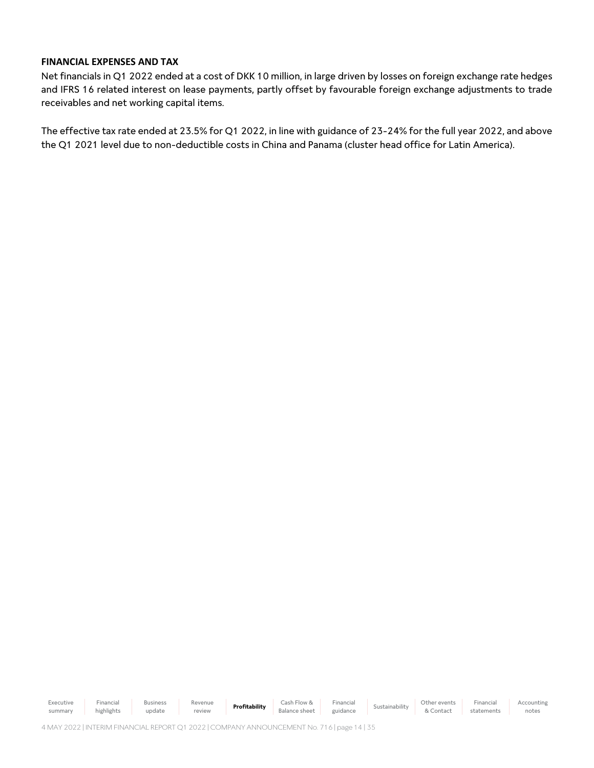## FINANCIAL EXPENSES AND TAX

Net financials in Q1 2022 ended at a cost of DKK 10 million, in large driven by losses on foreign exchange rate hedges and IFRS 16 related interest on lease payments, partly offset by favourable foreign exchange adjustments to trade receivables and net working capital items.

The effective tax rate ended at 23.5% for Q1 2022, in line with guidance of 23-24% for the full year 2022, and above the Q1 2021 level due to non-deductible costs in China and Panama (cluster head office for Latin America).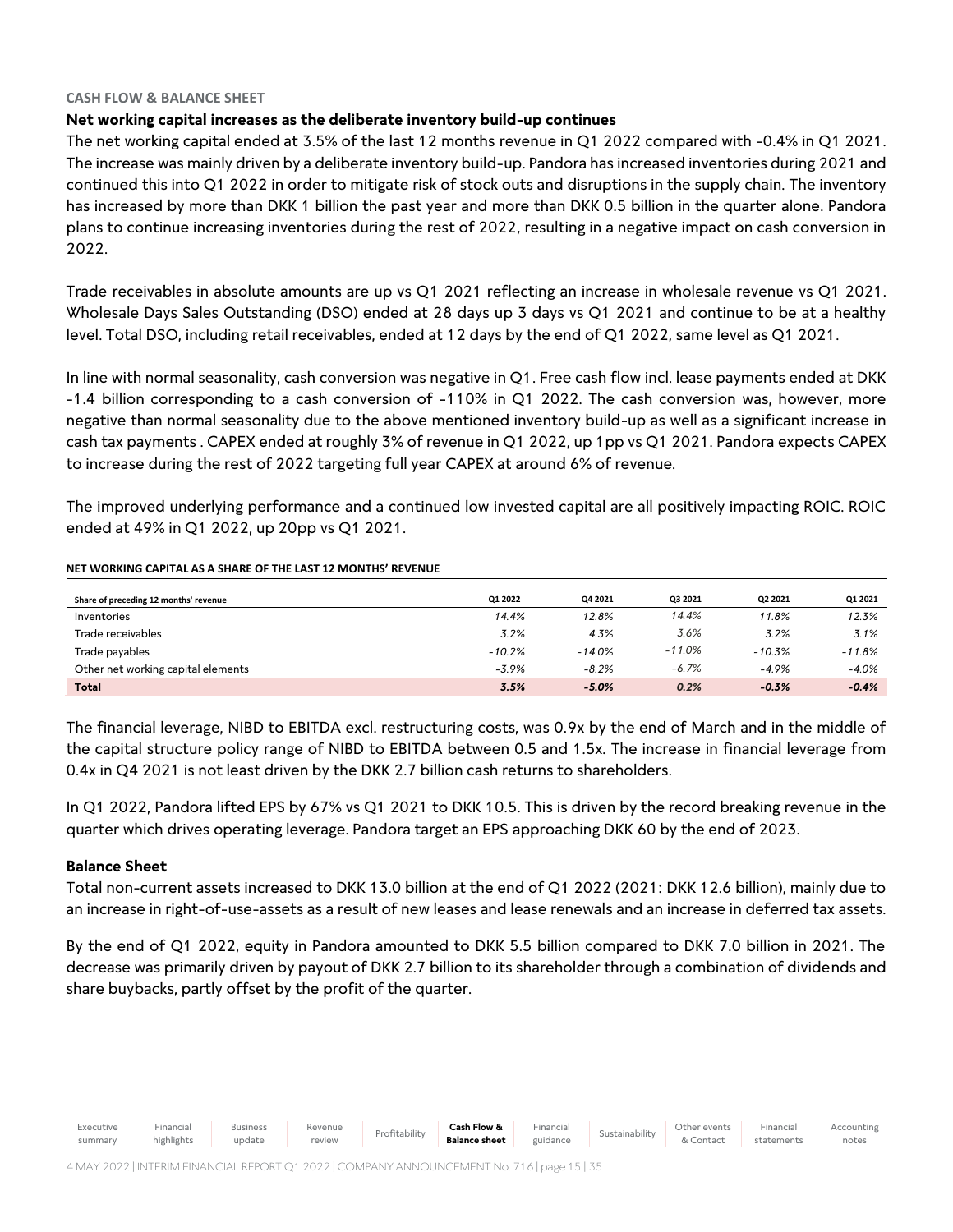CASH FLOW & BALANCE SHEET

**Net working capital increases as the deliberate inventory build-up continues**

The net working capital ended at 3.5% of the last 12 months revenue in Q1 2022 compared with -0.4% in Q1 2021. The increase was mainly driven by a deliberate inventory build-up. Pandora has increased inventories during 2021 and continued this into Q1 2022 in order to mitigate risk of stock outs and disruptions in the supply chain. The inventory has increased by more than DKK 1 billion the past year and more than DKK 0.5 billion in the quarter alone. Pandora plans to continue increasing inventories during the rest of 2022, resulting in a negative impact on cash conversion in 2022.

Trade receivables in absolute amounts are up vs Q1 2021 reflecting an increase in wholesale revenue vs Q1 2021. Wholesale Days Sales Outstanding (DSO) ended at 28 days up 3 days vs Q1 2021 and continue to be at a healthy level. Total DSO, including retail receivables, ended at 12 days by the end of Q1 2022, same level as Q1 2021.

In line with normal seasonality, cash conversion was negative in Q1. Free cash flow incl. lease payments ended at DKK -1.4 billion corresponding to a cash conversion of -110% in Q1 2022. The cash conversion was, however, more negative than normal seasonality due to the above mentioned inventory build-up as well as a significant increase in cash tax payments . CAPEX ended at roughly 3% of revenue in Q1 2022, up 1pp vs Q1 2021. Pandora expects CAPEX to increase during the rest of 2022 targeting full year CAPEX at around 6% of revenue.

The improved underlying performance and a continued low invested capital are all positively impacting ROIC. ROIC ended at 49% in Q1 2022, up 20pp vs Q1 2021.

**NET WORKING CAPITAL AS A SHARE OF THE LAST 12 MONTHS' REVENUE**

| Share of preceding 12 months' revenue | Q1 2022 | Q4 2021 | Q3 2021 | Q2 2021 | Q1 2021 |
|---|---|---|---|---|---|
| Inventories | 14.4% | 12.8% | 14.4% | 11.8% | 12.3% |
| Trade receivables | 3.2% | 4.3% | 3.6% | 3.2% | 3.1% |
| Trade payables | -10.2% | -14.0% | -11.0% | -10.3% | -11.8% |
| Other net working capital elements | -3.9% | -8.2% | -6.7% | -4.9% | -4.0% |
| **Total** | **3.5%** | **-5.0%** | **0.2%** | **-0.3%** | **-0.4%** |

The financial leverage, NIBD to EBITDA excl. restructuring costs, was 0.9x by the end of March and in the middle of the capital structure policy range of NIBD to EBITDA between 0.5 and 1.5x. The increase in financial leverage from 0.4x in Q4 2021 is not least driven by the DKK 2.7 billion cash returns to shareholders.

In Q1 2022, Pandora lifted EPS by 67% vs Q1 2021 to DKK 10.5. This is driven by the record breaking revenue in the quarter which drives operating leverage. Pandora target an EPS approaching DKK 60 by the end of 2023.

**Balance Sheet**

Total non-current assets increased to DKK 13.0 billion at the end of Q1 2022 (2021: DKK 12.6 billion), mainly due to an increase in right-of-use-assets as a result of new leases and lease renewals and an increase in deferred tax assets.

By the end of Q1 2022, equity in Pandora amounted to DKK 5.5 billion compared to DKK 7.0 billion in 2021. The decrease was primarily driven by payout of DKK 2.7 billion to its shareholder through a combination of dividends and share buybacks, partly offset by the profit of the quarter.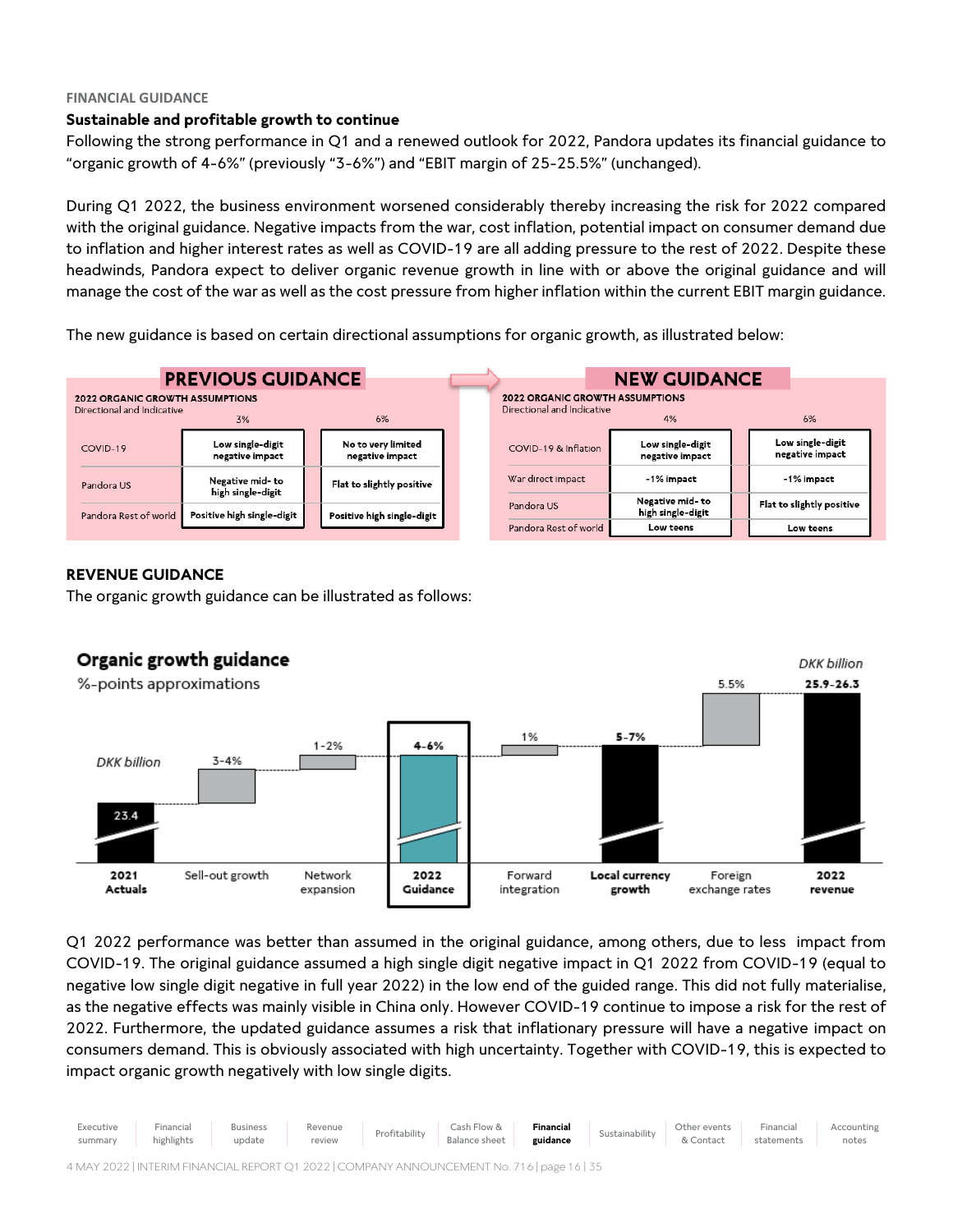FINANCIAL GUIDANCE

## Sustainable and profitable growth to continue

Following the strong performance in Q1 and a renewed outlook for 2022, Pandora updates its financial guidance to "organic growth of 4-6%" (previously "3-6%") and "EBIT margin of 25-25.5%" (unchanged).

During Q1 2022, the business environment worsened considerably thereby increasing the risk for 2022 compared with the original guidance. Negative impacts from the war, cost inflation, potential impact on consumer demand due to inflation and higher interest rates as well as COVID-19 are all adding pressure to the rest of 2022. Despite these headwinds, Pandora expect to deliver organic revenue growth in line with or above the original guidance and will manage the cost of the war as well as the cost pressure from higher inflation within the current EBIT margin guidance.

The new guidance is based on certain directional assumptions for organic growth, as illustrated below:

**PREVIOUS GUIDANCE**

2022 ORGANIC GROWTH ASSUMPTIONS
Directional and Indicative

| | 3% | 6% |
|---|---|---|
| COVID-19 | Low single-digit negative impact | No to very limited negative impact |
| Pandora US | Negative mid- to high single-digit | Flat to slightly positive |
| Pandora Rest of world | Positive high single-digit | Positive high single-digit |

**NEW GUIDANCE**

2022 ORGANIC GROWTH ASSUMPTIONS
Directional and Indicative

| | 4% | 6% |
|---|---|---|
| COVID-19 & Inflation | Low single-digit negative impact | Low single-digit negative impact |
| War direct impact | -1% impact | -1% impact |
| Pandora US | Negative mid- to high single-digit | Flat to slightly positive |
| Pandora Rest of world | Low teens | Low teens |

## REVENUE GUIDANCE

The organic growth guidance can be illustrated as follows:

**Organic growth guidance**
%-points approximations

| | DKK billion / %-points |
|---|---|
| 2021 Actuals | DKK 23.4 billion |
| Sell-out growth | 3-4% |
| Network expansion | 1-2% |
| 2022 Guidance | 4-6% |
| Forward integration | 1% |
| Local currency growth | 5-7% |
| Foreign exchange rates | 5.5% |
| 2022 revenue | DKK 25.9-26.3 billion |

Q1 2022 performance was better than assumed in the original guidance, among others, due to less impact from COVID-19. The original guidance assumed a high single digit negative impact in Q1 2022 from COVID-19 (equal to negative low single digit negative in full year 2022) in the low end of the guided range. This did not fully materialise, as the negative effects was mainly visible in China only. However COVID-19 continue to impose a risk for the rest of 2022. Furthermore, the updated guidance assumes a risk that inflationary pressure will have a negative impact on consumers demand. This is obviously associated with high uncertainty. Together with COVID-19, this is expected to impact organic growth negatively with low single digits.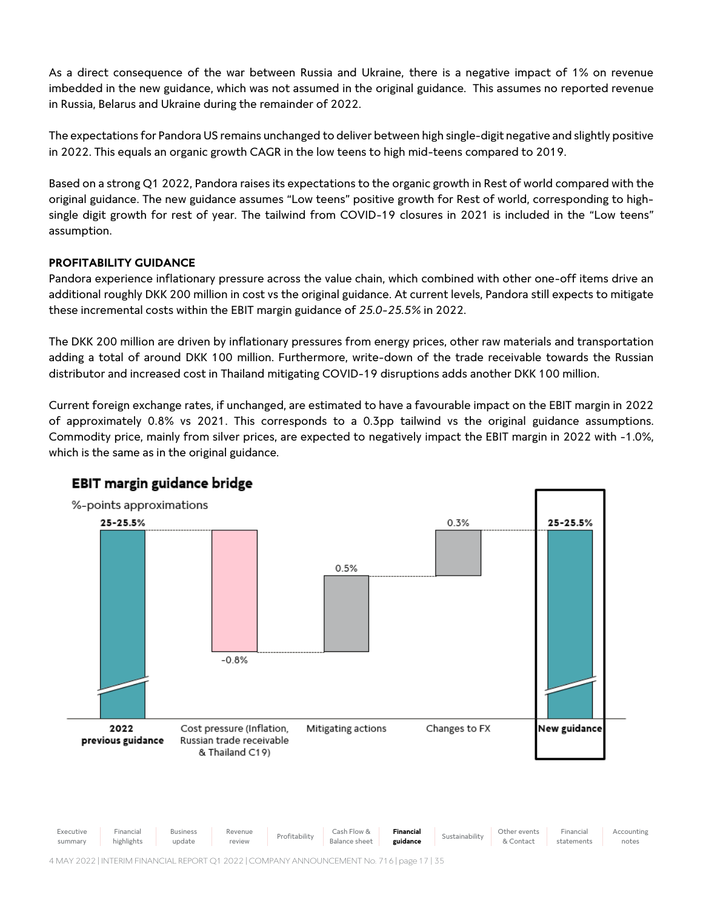As a direct consequence of the war between Russia and Ukraine, there is a negative impact of 1% on revenue imbedded in the new guidance, which was not assumed in the original guidance. This assumes no reported revenue in Russia, Belarus and Ukraine during the remainder of 2022.

The expectations for Pandora US remains unchanged to deliver between high single-digit negative and slightly positive in 2022. This equals an organic growth CAGR in the low teens to high mid-teens compared to 2019.

Based on a strong Q1 2022, Pandora raises its expectations to the organic growth in Rest of world compared with the original guidance. The new guidance assumes "Low teens" positive growth for Rest of world, corresponding to high-single digit growth for rest of year. The tailwind from COVID-19 closures in 2021 is included in the "Low teens" assumption.

**PROFITABILITY GUIDANCE**

Pandora experience inflationary pressure across the value chain, which combined with other one-off items drive an additional roughly DKK 200 million in cost vs the original guidance. At current levels, Pandora still expects to mitigate these incremental costs within the EBIT margin guidance of *25.0-25.5%* in 2022.

The DKK 200 million are driven by inflationary pressures from energy prices, other raw materials and transportation adding a total of around DKK 100 million. Furthermore, write-down of the trade receivable towards the Russian distributor and increased cost in Thailand mitigating COVID-19 disruptions adds another DKK 100 million.

Current foreign exchange rates, if unchanged, are estimated to have a favourable impact on the EBIT margin in 2022 of approximately 0.8% vs 2021. This corresponds to a 0.3pp tailwind vs the original guidance assumptions. Commodity price, mainly from silver prices, are expected to negatively impact the EBIT margin in 2022 with -1.0%, which is the same as in the original guidance.

**EBIT margin guidance bridge**

%-points approximations

| 2022 previous guidance | Cost pressure (Inflation, Russian trade receivable & Thailand C19) | Mitigating actions | Changes to FX | New guidance |
|---|---|---|---|---|
| 25-25.5% | -0.8% | 0.5% | 0.3% | 25-25.5% |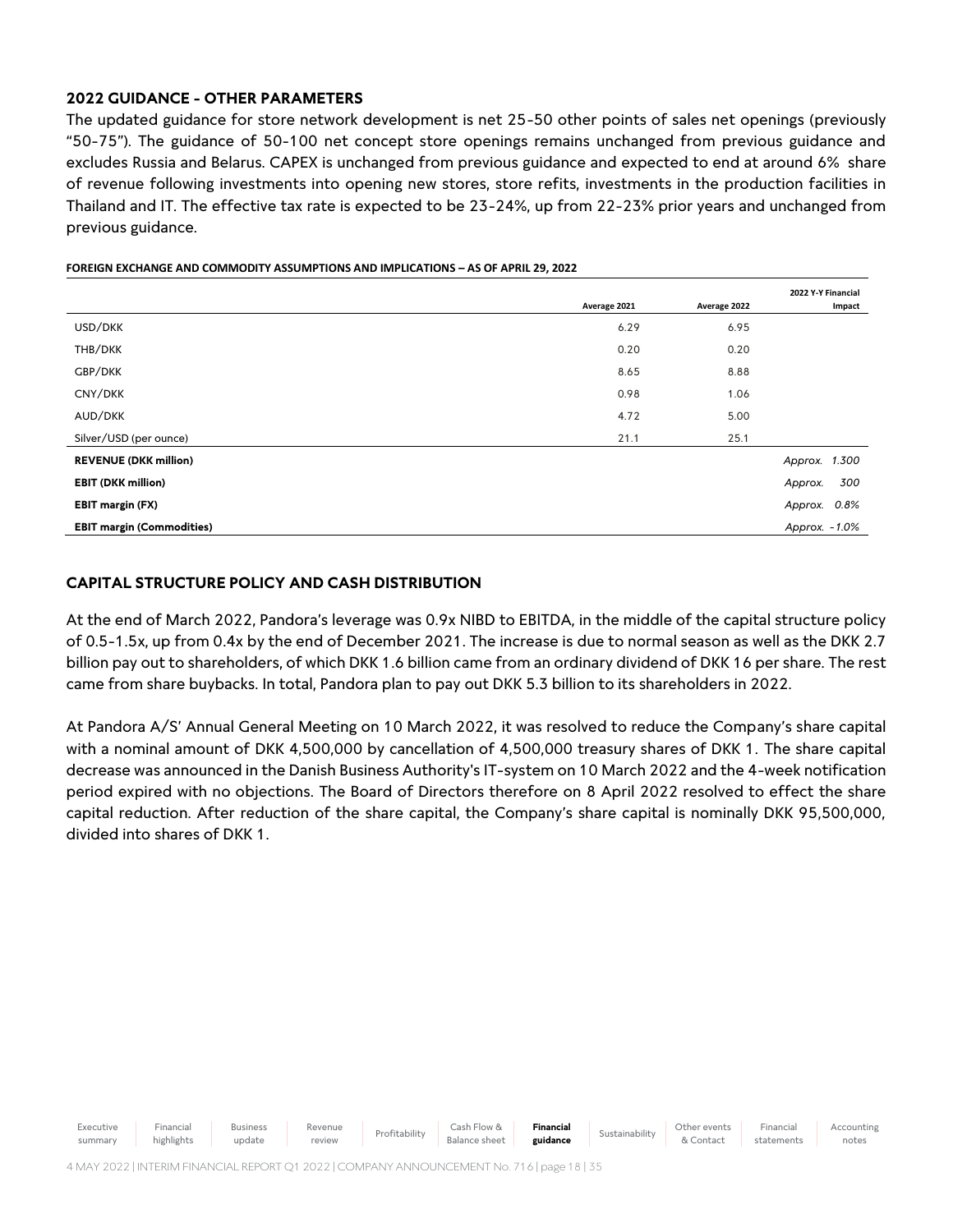## 2022 GUIDANCE - OTHER PARAMETERS

The updated guidance for store network development is net 25-50 other points of sales net openings (previously "50-75"). The guidance of 50-100 net concept store openings remains unchanged from previous guidance and excludes Russia and Belarus. CAPEX is unchanged from previous guidance and expected to end at around 6% share of revenue following investments into opening new stores, store refits, investments in the production facilities in Thailand and IT. The effective tax rate is expected to be 23-24%, up from 22-23% prior years and unchanged from previous guidance.

**FOREIGN EXCHANGE AND COMMODITY ASSUMPTIONS AND IMPLICATIONS – AS OF APRIL 29, 2022**

| | Average 2021 | Average 2022 | 2022 Y-Y Financial Impact |
|---|---|---|---|
| USD/DKK | 6.29 | 6.95 | |
| THB/DKK | 0.20 | 0.20 | |
| GBP/DKK | 8.65 | 8.88 | |
| CNY/DKK | 0.98 | 1.06 | |
| AUD/DKK | 4.72 | 5.00 | |
| Silver/USD (per ounce) | 21.1 | 25.1 | |
| **REVENUE (DKK million)** | | | *Approx. 1.300* |
| **EBIT (DKK million)** | | | *Approx. 300* |
| **EBIT margin (FX)** | | | *Approx. 0.8%* |
| **EBIT margin (Commodities)** | | | *Approx. -1.0%* |

## CAPITAL STRUCTURE POLICY AND CASH DISTRIBUTION

At the end of March 2022, Pandora's leverage was 0.9x NIBD to EBITDA, in the middle of the capital structure policy of 0.5-1.5x, up from 0.4x by the end of December 2021. The increase is due to normal season as well as the DKK 2.7 billion pay out to shareholders, of which DKK 1.6 billion came from an ordinary dividend of DKK 16 per share. The rest came from share buybacks. In total, Pandora plan to pay out DKK 5.3 billion to its shareholders in 2022.

At Pandora A/S' Annual General Meeting on 10 March 2022, it was resolved to reduce the Company's share capital with a nominal amount of DKK 4,500,000 by cancellation of 4,500,000 treasury shares of DKK 1. The share capital decrease was announced in the Danish Business Authority's IT-system on 10 March 2022 and the 4-week notification period expired with no objections. The Board of Directors therefore on 8 April 2022 resolved to effect the share capital reduction. After reduction of the share capital, the Company's share capital is nominally DKK 95,500,000, divided into shares of DKK 1.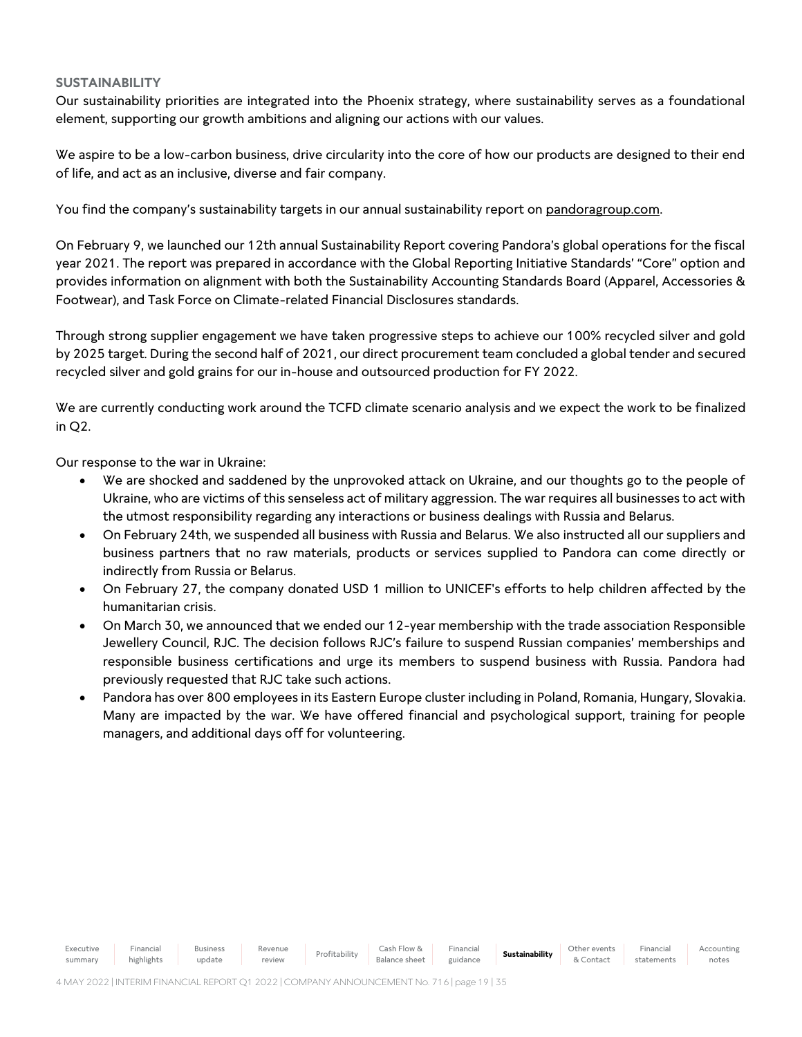## SUSTAINABILITY

Our sustainability priorities are integrated into the Phoenix strategy, where sustainability serves as a foundational element, supporting our growth ambitions and aligning our actions with our values.

We aspire to be a low-carbon business, drive circularity into the core of how our products are designed to their end of life, and act as an inclusive, diverse and fair company.

You find the company's sustainability targets in our annual sustainability report on pandoragroup.com.

On February 9, we launched our 12th annual Sustainability Report covering Pandora's global operations for the fiscal year 2021. The report was prepared in accordance with the Global Reporting Initiative Standards' "Core" option and provides information on alignment with both the Sustainability Accounting Standards Board (Apparel, Accessories & Footwear), and Task Force on Climate-related Financial Disclosures standards.

Through strong supplier engagement we have taken progressive steps to achieve our 100% recycled silver and gold by 2025 target. During the second half of 2021, our direct procurement team concluded a global tender and secured recycled silver and gold grains for our in-house and outsourced production for FY 2022.

We are currently conducting work around the TCFD climate scenario analysis and we expect the work to be finalized in Q2.

Our response to the war in Ukraine:

- We are shocked and saddened by the unprovoked attack on Ukraine, and our thoughts go to the people of Ukraine, who are victims of this senseless act of military aggression. The war requires all businesses to act with the utmost responsibility regarding any interactions or business dealings with Russia and Belarus.
- On February 24th, we suspended all business with Russia and Belarus. We also instructed all our suppliers and business partners that no raw materials, products or services supplied to Pandora can come directly or indirectly from Russia or Belarus.
- On February 27, the company donated USD 1 million to UNICEF's efforts to help children affected by the humanitarian crisis.
- On March 30, we announced that we ended our 12-year membership with the trade association Responsible Jewellery Council, RJC. The decision follows RJC's failure to suspend Russian companies' memberships and responsible business certifications and urge its members to suspend business with Russia. Pandora had previously requested that RJC take such actions.
- Pandora has over 800 employees in its Eastern Europe cluster including in Poland, Romania, Hungary, Slovakia. Many are impacted by the war. We have offered financial and psychological support, training for people managers, and additional days off for volunteering.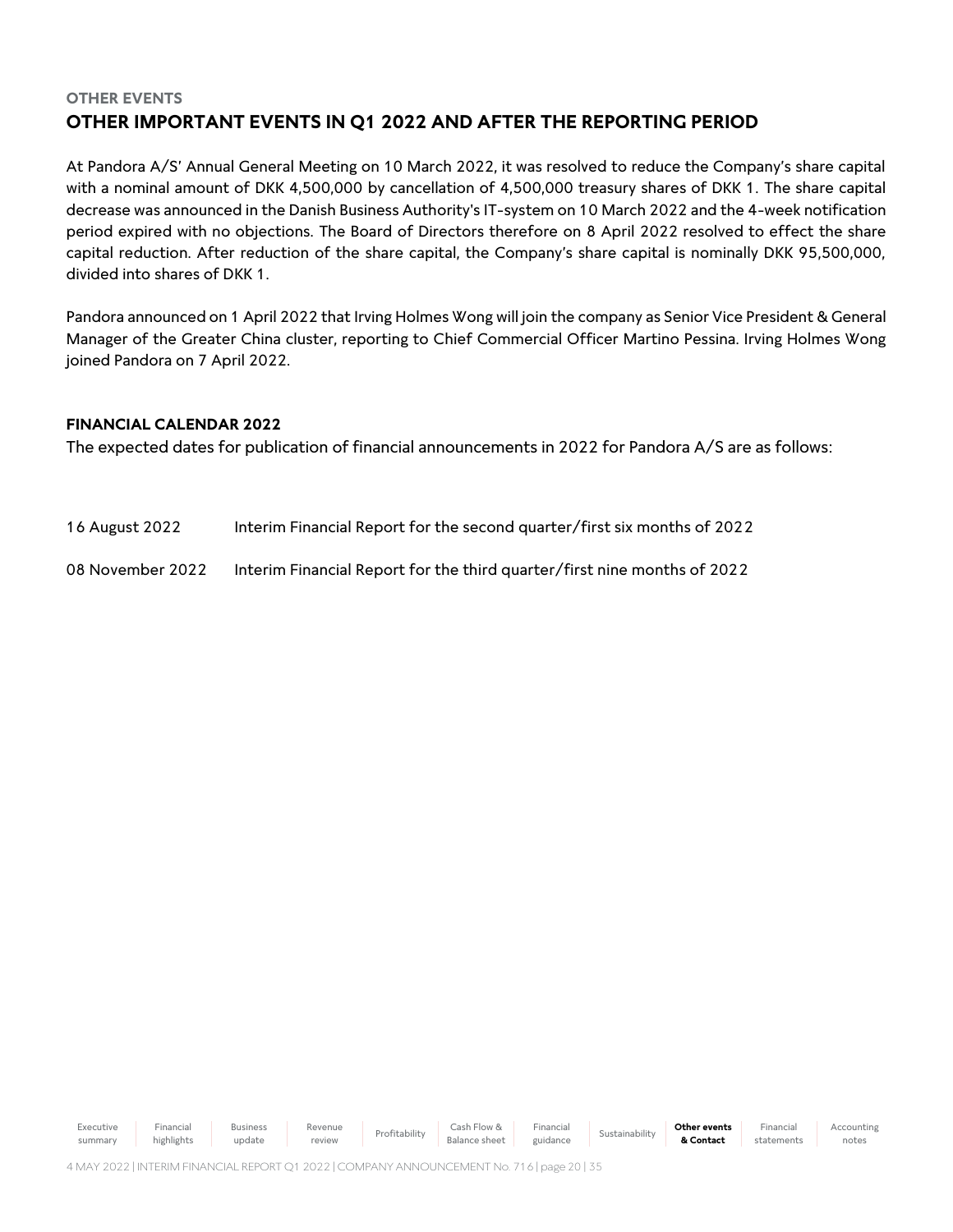### OTHER EVENTS

## OTHER IMPORTANT EVENTS IN Q1 2022 AND AFTER THE REPORTING PERIOD

At Pandora A/S' Annual General Meeting on 10 March 2022, it was resolved to reduce the Company's share capital with a nominal amount of DKK 4,500,000 by cancellation of 4,500,000 treasury shares of DKK 1. The share capital decrease was announced in the Danish Business Authority's IT-system on 10 March 2022 and the 4-week notification period expired with no objections. The Board of Directors therefore on 8 April 2022 resolved to effect the share capital reduction. After reduction of the share capital, the Company's share capital is nominally DKK 95,500,000, divided into shares of DKK 1.

Pandora announced on 1 April 2022 that Irving Holmes Wong will join the company as Senior Vice President & General Manager of the Greater China cluster, reporting to Chief Commercial Officer Martino Pessina. Irving Holmes Wong joined Pandora on 7 April 2022.

### FINANCIAL CALENDAR 2022

The expected dates for publication of financial announcements in 2022 for Pandora A/S are as follows:

| | |
|---|---|
| 16 August 2022 | Interim Financial Report for the second quarter/first six months of 2022 |
| 08 November 2022 | Interim Financial Report for the third quarter/first nine months of 2022 |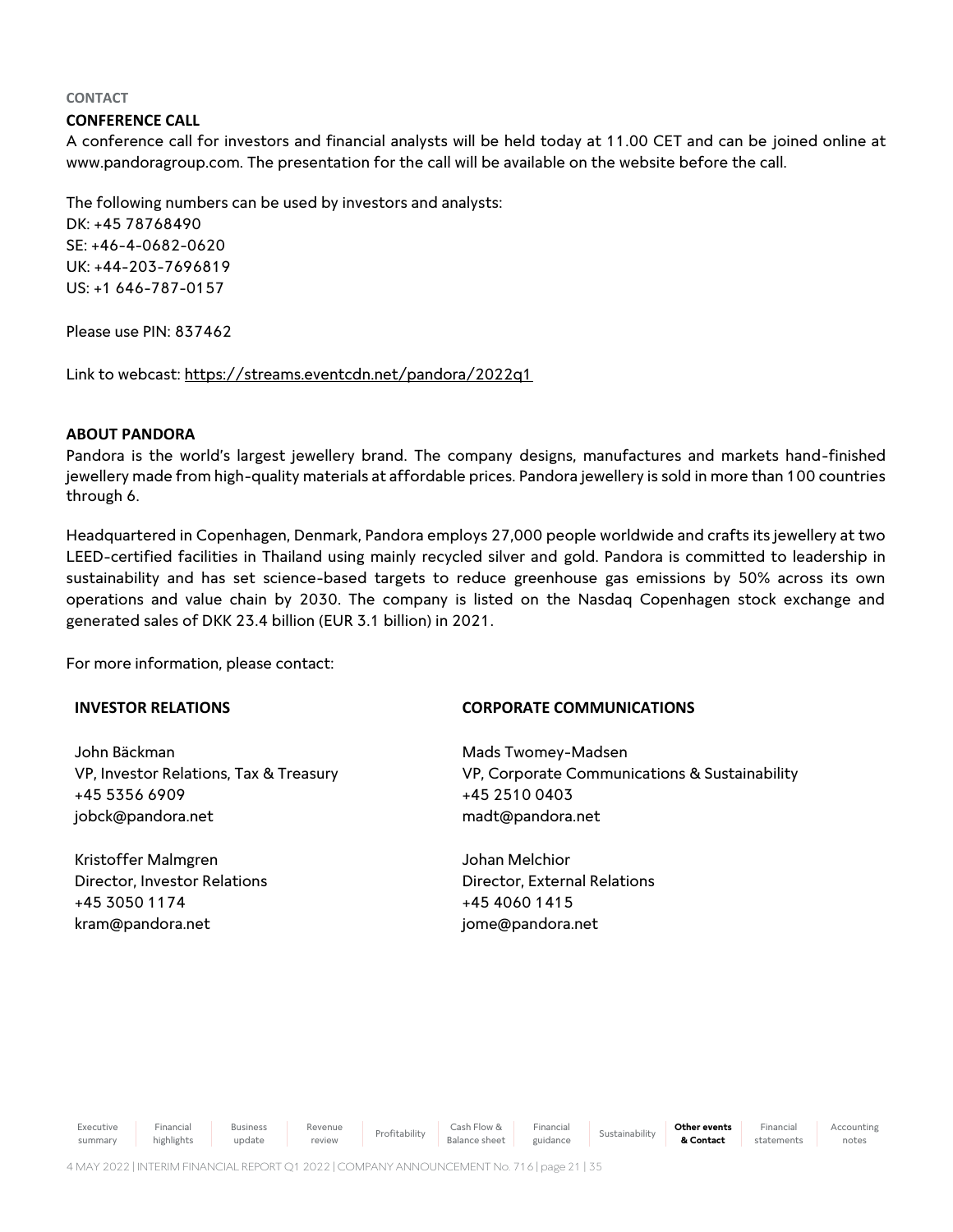CONTACT

## CONFERENCE CALL

A conference call for investors and financial analysts will be held today at 11.00 CET and can be joined online at www.pandoragroup.com. The presentation for the call will be available on the website before the call.

The following numbers can be used by investors and analysts:
DK: +45 78768490
SE: +46-4-0682-0620
UK: +44-203-7696819
US: +1 646-787-0157

Please use PIN: 837462

Link to webcast: https://streams.eventcdn.net/pandora/2022q1

## ABOUT PANDORA

Pandora is the world's largest jewellery brand. The company designs, manufactures and markets hand-finished jewellery made from high-quality materials at affordable prices. Pandora jewellery is sold in more than 100 countries through 6.

Headquartered in Copenhagen, Denmark, Pandora employs 27,000 people worldwide and crafts its jewellery at two LEED-certified facilities in Thailand using mainly recycled silver and gold. Pandora is committed to leadership in sustainability and has set science-based targets to reduce greenhouse gas emissions by 50% across its own operations and value chain by 2030. The company is listed on the Nasdaq Copenhagen stock exchange and generated sales of DKK 23.4 billion (EUR 3.1 billion) in 2021.

For more information, please contact:

**INVESTOR RELATIONS**

John Bäckman
VP, Investor Relations, Tax & Treasury
+45 5356 6909
jobck@pandora.net

Kristoffer Malmgren
Director, Investor Relations
+45 3050 1174
kram@pandora.net

**CORPORATE COMMUNICATIONS**

Mads Twomey-Madsen
VP, Corporate Communications & Sustainability
+45 2510 0403
madt@pandora.net

Johan Melchior
Director, External Relations
+45 4060 1415
jome@pandora.net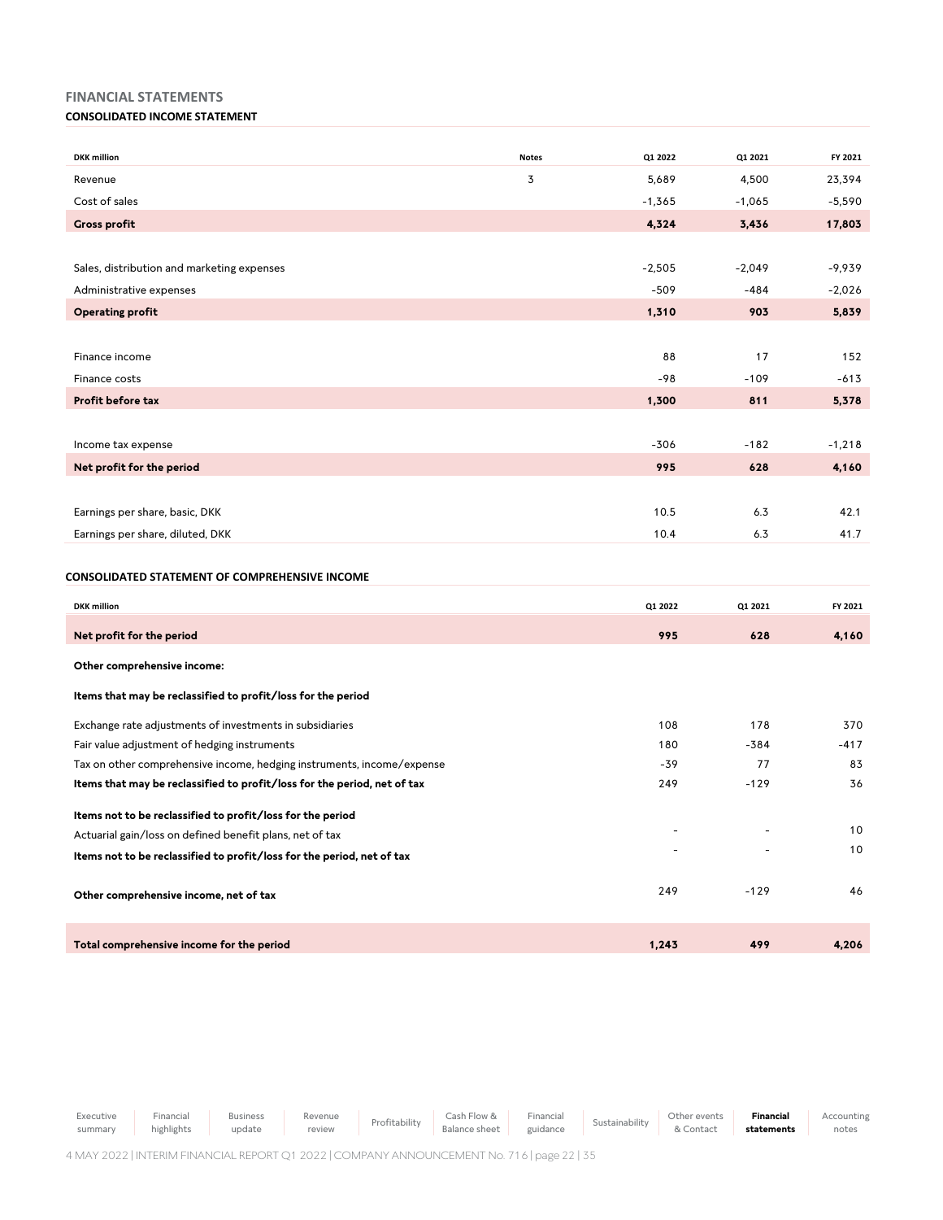## FINANCIAL STATEMENTS

### CONSOLIDATED INCOME STATEMENT

| DKK million | Notes | Q1 2022 | Q1 2021 | FY 2021 |
|---|---|---|---|---|
| Revenue | 3 | 5,689 | 4,500 | 23,394 |
| Cost of sales | | -1,365 | -1,065 | -5,590 |
| **Gross profit** | | **4,324** | **3,436** | **17,803** |
| | | | | |
| Sales, distribution and marketing expenses | | -2,505 | -2,049 | -9,939 |
| Administrative expenses | | -509 | -484 | -2,026 |
| **Operating profit** | | **1,310** | **903** | **5,839** |
| | | | | |
| Finance income | | 88 | 17 | 152 |
| Finance costs | | -98 | -109 | -613 |
| **Profit before tax** | | **1,300** | **811** | **5,378** |
| | | | | |
| Income tax expense | | -306 | -182 | -1,218 |
| **Net profit for the period** | | **995** | **628** | **4,160** |
| | | | | |
| Earnings per share, basic, DKK | | 10.5 | 6.3 | 42.1 |
| Earnings per share, diluted, DKK | | 10.4 | 6.3 | 41.7 |

### CONSOLIDATED STATEMENT OF COMPREHENSIVE INCOME

| DKK million | Q1 2022 | Q1 2021 | FY 2021 |
|---|---|---|---|
| **Net profit for the period** | **995** | **628** | **4,160** |
| **Other comprehensive income:** | | | |
| **Items that may be reclassified to profit/loss for the period** | | | |
| Exchange rate adjustments of investments in subsidiaries | 108 | 178 | 370 |
| Fair value adjustment of hedging instruments | 180 | -384 | -417 |
| Tax on other comprehensive income, hedging instruments, income/expense | -39 | 77 | 83 |
| **Items that may be reclassified to profit/loss for the period, net of tax** | 249 | -129 | 36 |
| **Items not to be reclassified to profit/loss for the period** | | | |
| Actuarial gain/loss on defined benefit plans, net of tax | - | - | 10 |
| **Items not to be reclassified to profit/loss for the period, net of tax** | - | - | 10 |
| **Other comprehensive income, net of tax** | 249 | -129 | 46 |
| | | | |
| **Total comprehensive income for the period** | **1,243** | **499** | **4,206** |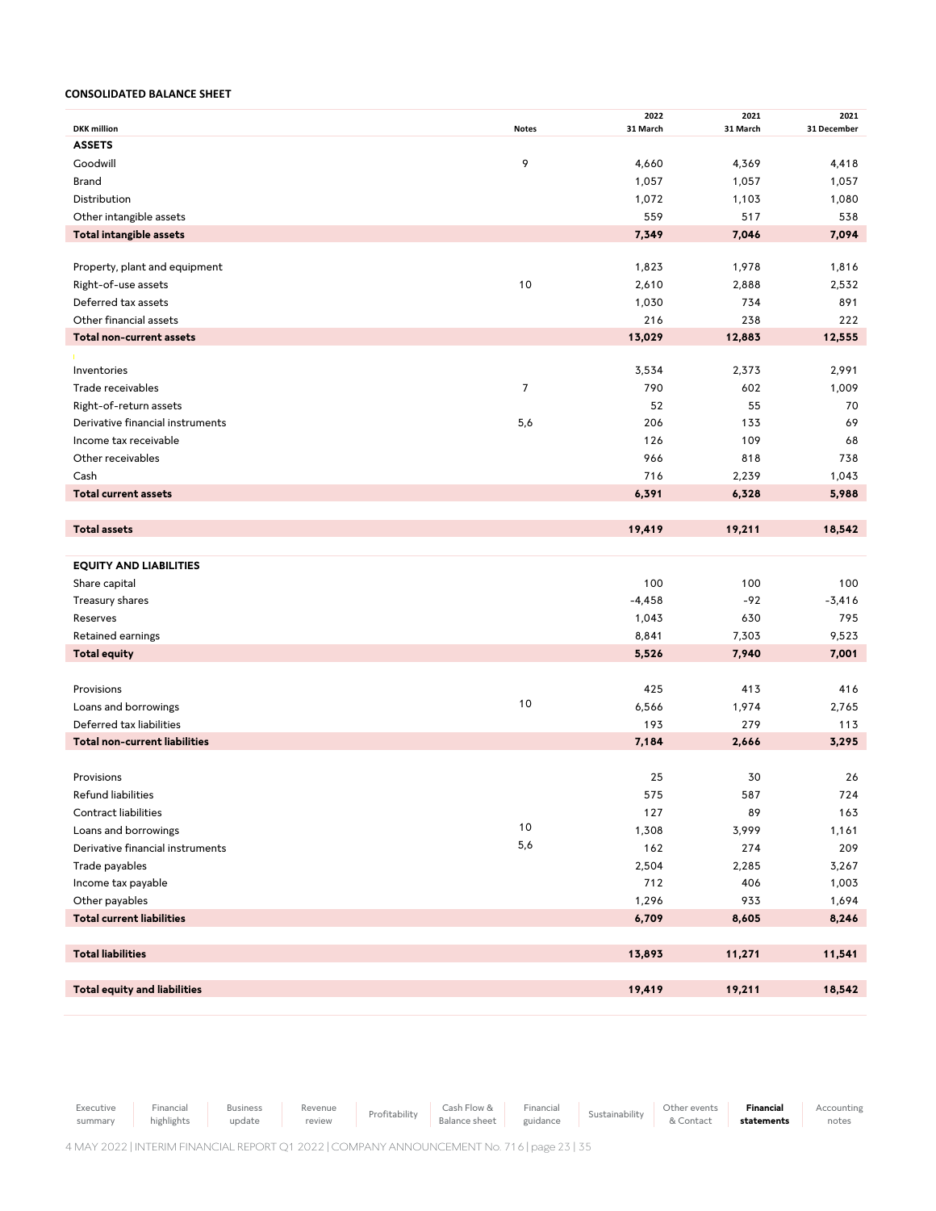**CONSOLIDATED BALANCE SHEET**

| DKK million | Notes | 2022 31 March | 2021 31 March | 2021 31 December |
|---|---|---|---|---|
| **ASSETS** | | | | |
| Goodwill | 9 | 4,660 | 4,369 | 4,418 |
| Brand | | 1,057 | 1,057 | 1,057 |
| Distribution | | 1,072 | 1,103 | 1,080 |
| Other intangible assets | | 559 | 517 | 538 |
| **Total intangible assets** | | **7,349** | **7,046** | **7,094** |
| | | | | |
| Property, plant and equipment | | 1,823 | 1,978 | 1,816 |
| Right-of-use assets | 10 | 2,610 | 2,888 | 2,532 |
| Deferred tax assets | | 1,030 | 734 | 891 |
| Other financial assets | | 216 | 238 | 222 |
| **Total non-current assets** | | **13,029** | **12,883** | **12,555** |
| | | | | |
| Inventories | | 3,534 | 2,373 | 2,991 |
| Trade receivables | 7 | 790 | 602 | 1,009 |
| Right-of-return assets | | 52 | 55 | 70 |
| Derivative financial instruments | 5,6 | 206 | 133 | 69 |
| Income tax receivable | | 126 | 109 | 68 |
| Other receivables | | 966 | 818 | 738 |
| Cash | | 716 | 2,239 | 1,043 |
| **Total current assets** | | **6,391** | **6,328** | **5,988** |
| | | | | |
| **Total assets** | | **19,419** | **19,211** | **18,542** |
| | | | | |
| **EQUITY AND LIABILITIES** | | | | |
| Share capital | | 100 | 100 | 100 |
| Treasury shares | | -4,458 | -92 | -3,416 |
| Reserves | | 1,043 | 630 | 795 |
| Retained earnings | | 8,841 | 7,303 | 9,523 |
| **Total equity** | | **5,526** | **7,940** | **7,001** |
| | | | | |
| Provisions | | 425 | 413 | 416 |
| Loans and borrowings | 10 | 6,566 | 1,974 | 2,765 |
| Deferred tax liabilities | | 193 | 279 | 113 |
| **Total non-current liabilities** | | **7,184** | **2,666** | **3,295** |
| | | | | |
| Provisions | | 25 | 30 | 26 |
| Refund liabilities | | 575 | 587 | 724 |
| Contract liabilities | | 127 | 89 | 163 |
| Loans and borrowings | 10 | 1,308 | 3,999 | 1,161 |
| Derivative financial instruments | 5,6 | 162 | 274 | 209 |
| Trade payables | | 2,504 | 2,285 | 3,267 |
| Income tax payable | | 712 | 406 | 1,003 |
| Other payables | | 1,296 | 933 | 1,694 |
| **Total current liabilities** | | **6,709** | **8,605** | **8,246** |
| | | | | |
| **Total liabilities** | | **13,893** | **11,271** | **11,541** |
| | | | | |
| **Total equity and liabilities** | | **19,419** | **19,211** | **18,542** |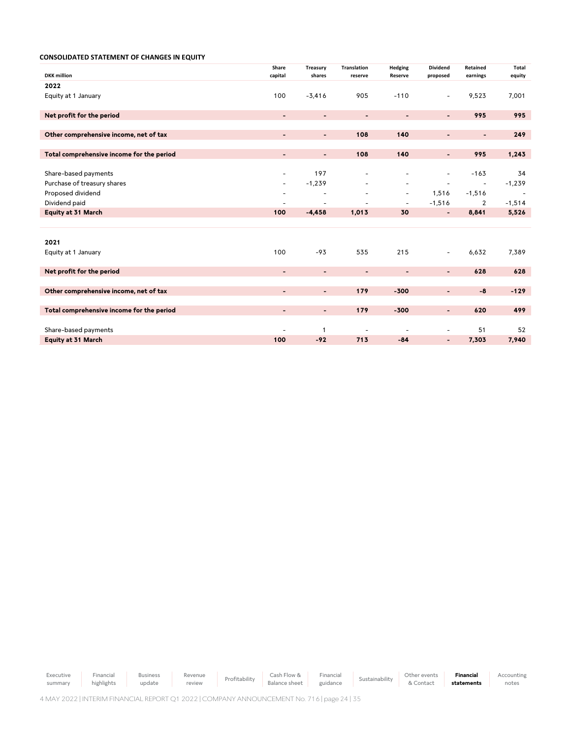**CONSOLIDATED STATEMENT OF CHANGES IN EQUITY**

| DKK million | Share capital | Treasury shares | Translation reserve | Hedging Reserve | Dividend proposed | Retained earnings | Total equity |
|---|---|---|---|---|---|---|---|
| **2022** | | | | | | | |
| Equity at 1 January | 100 | -3,416 | 905 | -110 | - | 9,523 | 7,001 |
| **Net profit for the period** | **-** | **-** | **-** | **-** | **-** | **995** | **995** |
| **Other comprehensive income, net of tax** | **-** | **-** | **108** | **140** | **-** | **-** | **249** |
| **Total comprehensive income for the period** | **-** | **-** | **108** | **140** | **-** | **995** | **1,243** |
| Share-based payments | - | 197 | - | - | - | -163 | 34 |
| Purchase of treasury shares | - | -1,239 | - | - | - | - | -1,239 |
| Proposed dividend | - | - | - | - | 1,516 | -1,516 | - |
| Dividend paid | - | - | - | - | -1,516 | 2 | -1,514 |
| **Equity at 31 March** | **100** | **-4,458** | **1,013** | **30** | **-** | **8,841** | **5,526** |
| | | | | | | | |
| **2021** | | | | | | | |
| Equity at 1 January | 100 | -93 | 535 | 215 | - | 6,632 | 7,389 |
| **Net profit for the period** | **-** | **-** | **-** | **-** | **-** | **628** | **628** |
| **Other comprehensive income, net of tax** | **-** | **-** | **179** | **-300** | **-** | **-8** | **-129** |
| **Total comprehensive income for the period** | **-** | **-** | **179** | **-300** | **-** | **620** | **499** |
| Share-based payments | - | 1 | - | - | - | 51 | 52 |
| **Equity at 31 March** | **100** | **-92** | **713** | **-84** | **-** | **7,303** | **7,940** |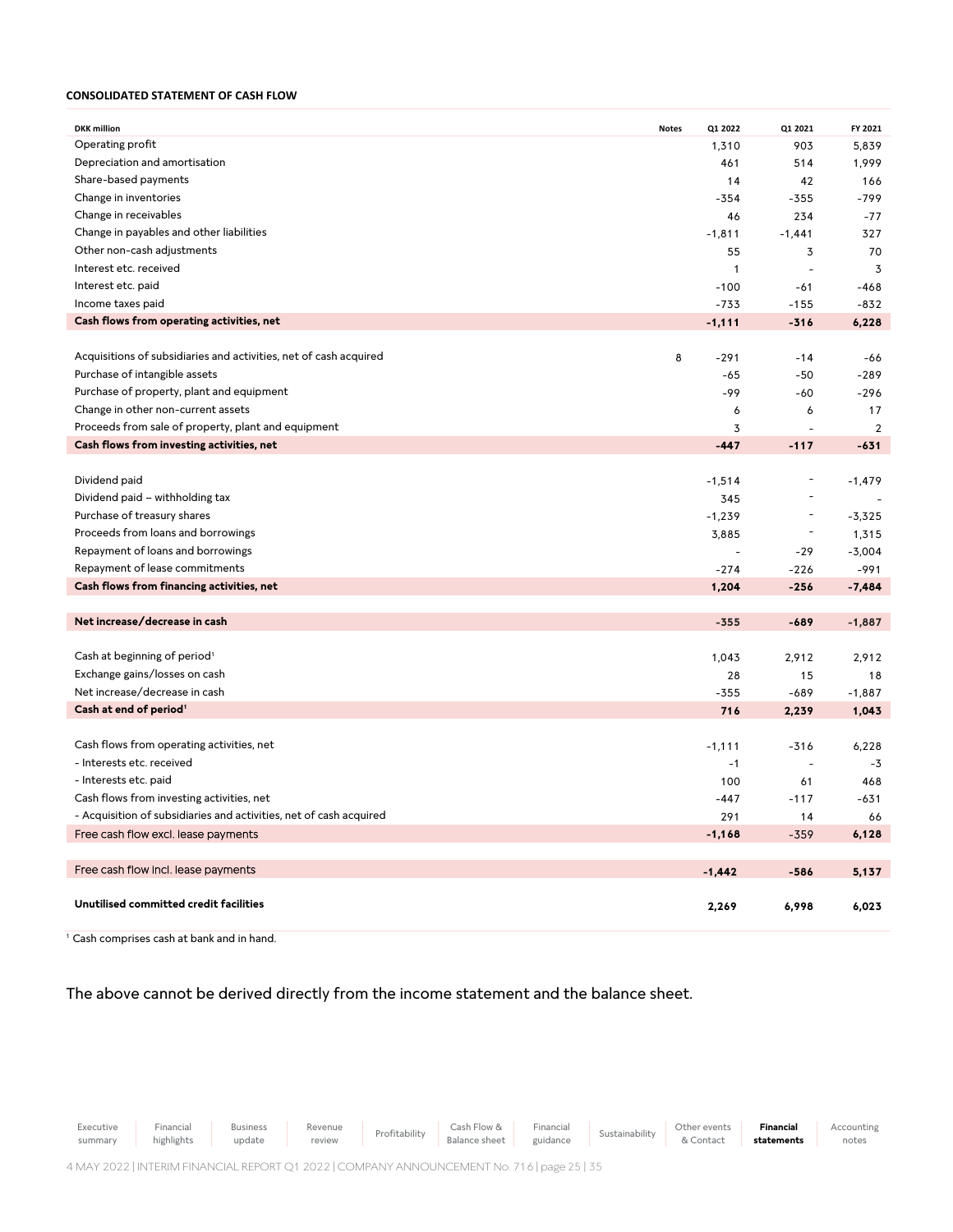**CONSOLIDATED STATEMENT OF CASH FLOW**

| DKK million | Notes | Q1 2022 | Q1 2021 | FY 2021 |
|---|---|---|---|---|
| Operating profit | | 1,310 | 903 | 5,839 |
| Depreciation and amortisation | | 461 | 514 | 1,999 |
| Share-based payments | | 14 | 42 | 166 |
| Change in inventories | | -354 | -355 | -799 |
| Change in receivables | | 46 | 234 | -77 |
| Change in payables and other liabilities | | -1,811 | -1,441 | 327 |
| Other non-cash adjustments | | 55 | 3 | 70 |
| Interest etc. received | | 1 | - | 3 |
| Interest etc. paid | | -100 | -61 | -468 |
| Income taxes paid | | -733 | -155 | -832 |
| **Cash flows from operating activities, net** | | **-1,111** | **-316** | **6,228** |
| | | | | |
| Acquisitions of subsidiaries and activities, net of cash acquired | 8 | -291 | -14 | -66 |
| Purchase of intangible assets | | -65 | -50 | -289 |
| Purchase of property, plant and equipment | | -99 | -60 | -296 |
| Change in other non-current assets | | 6 | 6 | 17 |
| Proceeds from sale of property, plant and equipment | | 3 | - | 2 |
| **Cash flows from investing activities, net** | | **-447** | **-117** | **-631** |
| | | | | |
| Dividend paid | | -1,514 | - | -1,479 |
| Dividend paid – withholding tax | | 345 | - | - |
| Purchase of treasury shares | | -1,239 | - | -3,325 |
| Proceeds from loans and borrowings | | 3,885 | - | 1,315 |
| Repayment of loans and borrowings | | - | -29 | -3,004 |
| Repayment of lease commitments | | -274 | -226 | -991 |
| **Cash flows from financing activities, net** | | **1,204** | **-256** | **-7,484** |
| | | | | |
| **Net increase/decrease in cash** | | **-355** | **-689** | **-1,887** |
| | | | | |
| Cash at beginning of period[1] | | 1,043 | 2,912 | 2,912 |
| Exchange gains/losses on cash | | 28 | 15 | 18 |
| Net increase/decrease in cash | | -355 | -689 | -1,887 |
| **Cash at end of period[1]** | | **716** | **2,239** | **1,043** |
| | | | | |
| Cash flows from operating activities, net | | -1,111 | -316 | 6,228 |
| - Interests etc. received | | -1 | - | -3 |
| - Interests etc. paid | | 100 | 61 | 468 |
| Cash flows from investing activities, net | | -447 | -117 | -631 |
| - Acquisition of subsidiaries and activities, net of cash acquired | | 291 | 14 | 66 |
| Free cash flow excl. lease payments | | **-1,168** | -359 | **6,128** |
| | | | | |
| Free cash flow incl. lease payments | | **-1,442** | **-586** | **5,137** |
| | | | | |
| **Unutilised committed credit facilities** | | **2,269** | **6,998** | **6,023** |

[1] Cash comprises cash at bank and in hand.

The above cannot be derived directly from the income statement and the balance sheet.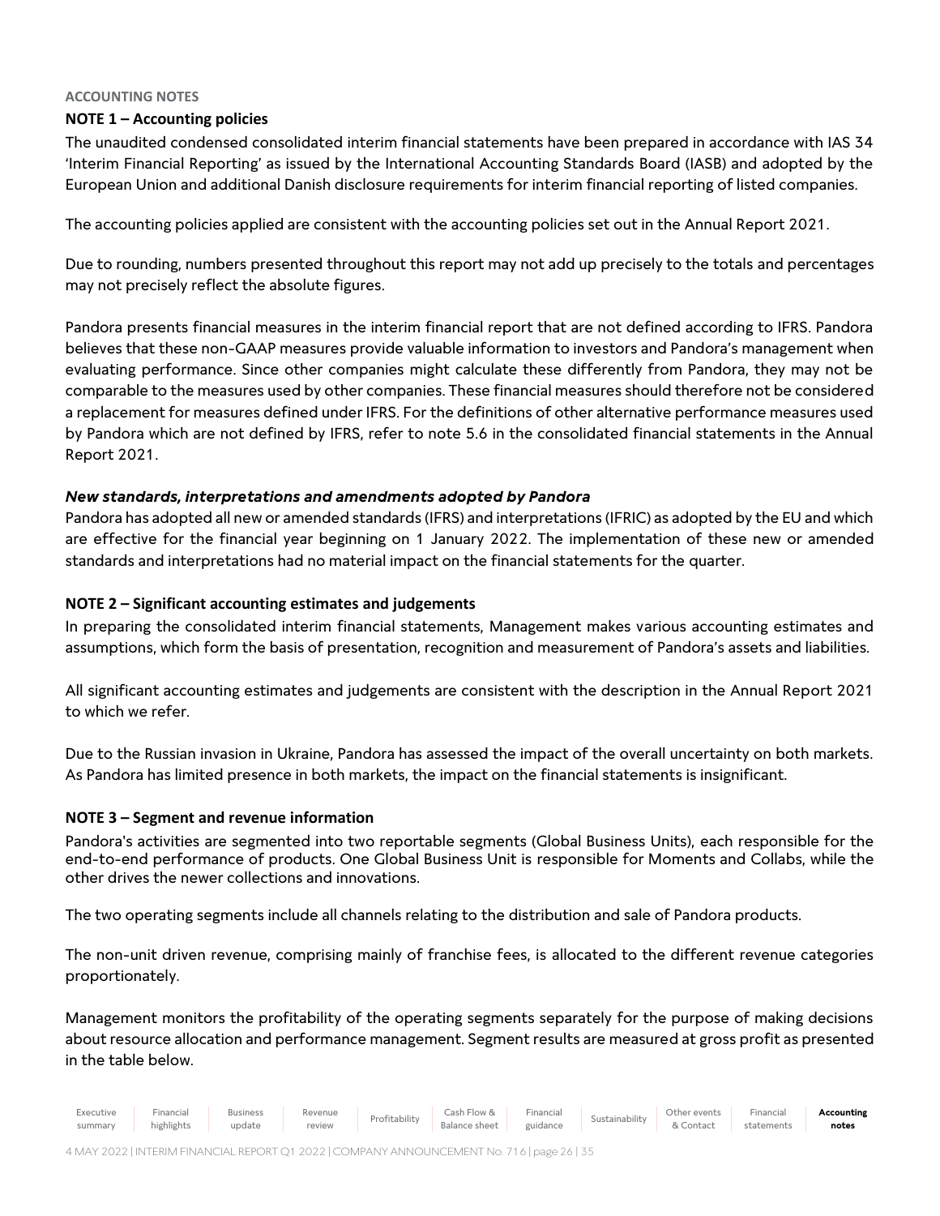ACCOUNTING NOTES

## NOTE 1 – Accounting policies

The unaudited condensed consolidated interim financial statements have been prepared in accordance with IAS 34 'Interim Financial Reporting' as issued by the International Accounting Standards Board (IASB) and adopted by the European Union and additional Danish disclosure requirements for interim financial reporting of listed companies.

The accounting policies applied are consistent with the accounting policies set out in the Annual Report 2021.

Due to rounding, numbers presented throughout this report may not add up precisely to the totals and percentages may not precisely reflect the absolute figures.

Pandora presents financial measures in the interim financial report that are not defined according to IFRS. Pandora believes that these non-GAAP measures provide valuable information to investors and Pandora's management when evaluating performance. Since other companies might calculate these differently from Pandora, they may not be comparable to the measures used by other companies. These financial measures should therefore not be considered a replacement for measures defined under IFRS. For the definitions of other alternative performance measures used by Pandora which are not defined by IFRS, refer to note 5.6 in the consolidated financial statements in the Annual Report 2021.

### *New standards, interpretations and amendments adopted by Pandora*

Pandora has adopted all new or amended standards (IFRS) and interpretations (IFRIC) as adopted by the EU and which are effective for the financial year beginning on 1 January 2022. The implementation of these new or amended standards and interpretations had no material impact on the financial statements for the quarter.

## NOTE 2 – Significant accounting estimates and judgements

In preparing the consolidated interim financial statements, Management makes various accounting estimates and assumptions, which form the basis of presentation, recognition and measurement of Pandora's assets and liabilities.

All significant accounting estimates and judgements are consistent with the description in the Annual Report 2021 to which we refer.

Due to the Russian invasion in Ukraine, Pandora has assessed the impact of the overall uncertainty on both markets. As Pandora has limited presence in both markets, the impact on the financial statements is insignificant.

## NOTE 3 – Segment and revenue information

Pandora's activities are segmented into two reportable segments (Global Business Units), each responsible for the end-to-end performance of products. One Global Business Unit is responsible for Moments and Collabs, while the other drives the newer collections and innovations.

The two operating segments include all channels relating to the distribution and sale of Pandora products.

The non-unit driven revenue, comprising mainly of franchise fees, is allocated to the different revenue categories proportionately.

Management monitors the profitability of the operating segments separately for the purpose of making decisions about resource allocation and performance management. Segment results are measured at gross profit as presented in the table below.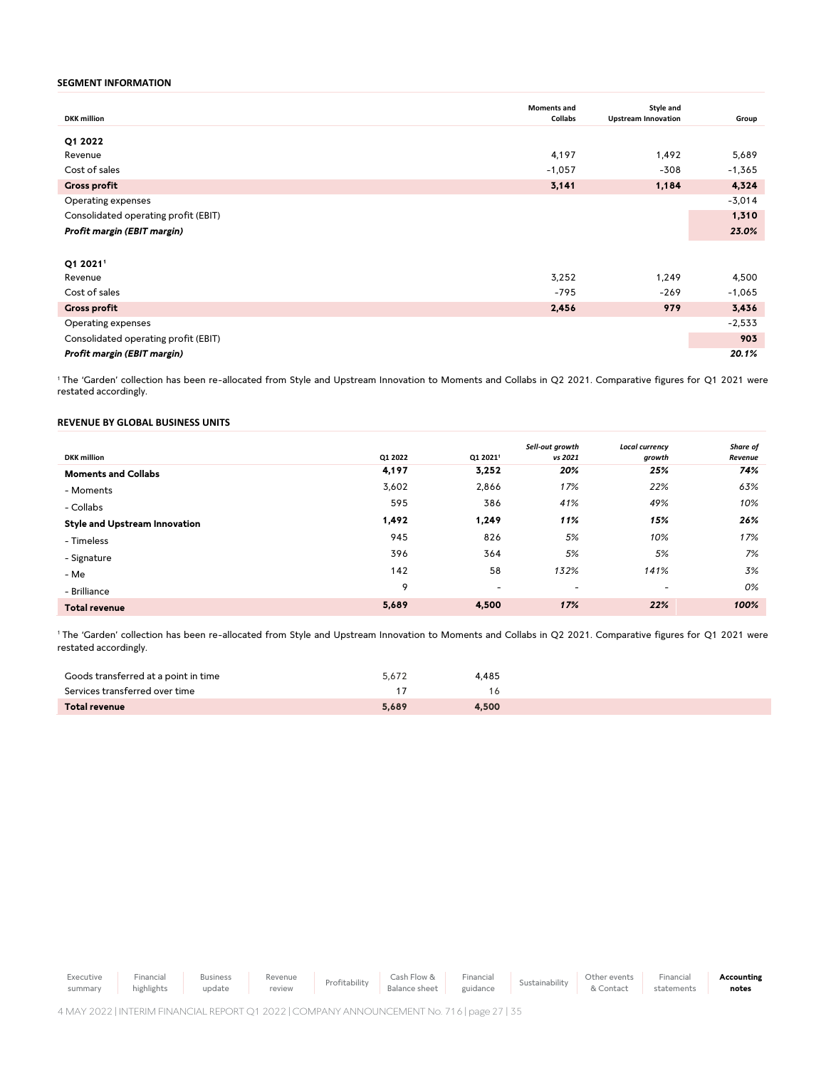### SEGMENT INFORMATION

| DKK million | Moments and Collabs | Style and Upstream Innovation | Group |
|---|---|---|---|
| **Q1 2022** | | | |
| Revenue | 4,197 | 1,492 | 5,689 |
| Cost of sales | -1,057 | -308 | -1,365 |
| **Gross profit** | **3,141** | **1,184** | **4,324** |
| Operating expenses | | | -3,014 |
| Consolidated operating profit (EBIT) | | | **1,310** |
| ***Profit margin (EBIT margin)*** | | | ***23.0%*** |
| | | | |
| **Q1 2021[1]** | | | |
| Revenue | 3,252 | 1,249 | 4,500 |
| Cost of sales | -795 | -269 | -1,065 |
| **Gross profit** | **2,456** | **979** | **3,436** |
| Operating expenses | | | -2,533 |
| Consolidated operating profit (EBIT) | | | **903** |
| ***Profit margin (EBIT margin)*** | | | ***20.1%*** |

[1] The 'Garden' collection has been re-allocated from Style and Upstream Innovation to Moments and Collabs in Q2 2021. Comparative figures for Q1 2021 were restated accordingly.

### REVENUE BY GLOBAL BUSINESS UNITS

| DKK million | Q1 2022 | Q1 2021[1] | *Sell-out growth vs 2021* | *Local currency growth* | *Share of Revenue* |
|---|---|---|---|---|---|
| **Moments and Collabs** | **4,197** | **3,252** | ***20%*** | ***25%*** | ***74%*** |
| - Moments | 3,602 | 2,866 | *17%* | *22%* | *63%* |
| - Collabs | 595 | 386 | *41%* | *49%* | *10%* |
| **Style and Upstream Innovation** | **1,492** | **1,249** | ***11%*** | ***15%*** | ***26%*** |
| - Timeless | 945 | 826 | *5%* | *10%* | *17%* |
| - Signature | 396 | 364 | *5%* | *5%* | *7%* |
| - Me | 142 | 58 | *132%* | *141%* | *3%* |
| - Brilliance | 9 | - | - | - | *0%* |
| **Total revenue** | **5,689** | **4,500** | ***17%*** | ***22%*** | ***100%*** |

[1] The 'Garden' collection has been re-allocated from Style and Upstream Innovation to Moments and Collabs in Q2 2021. Comparative figures for Q1 2021 were restated accordingly.

| | Q1 2022 | Q1 2021 |
|---|---|---|
| Goods transferred at a point in time | 5,672 | 4,485 |
| Services transferred over time | 17 | 16 |
| **Total revenue** | **5,689** | **4,500** |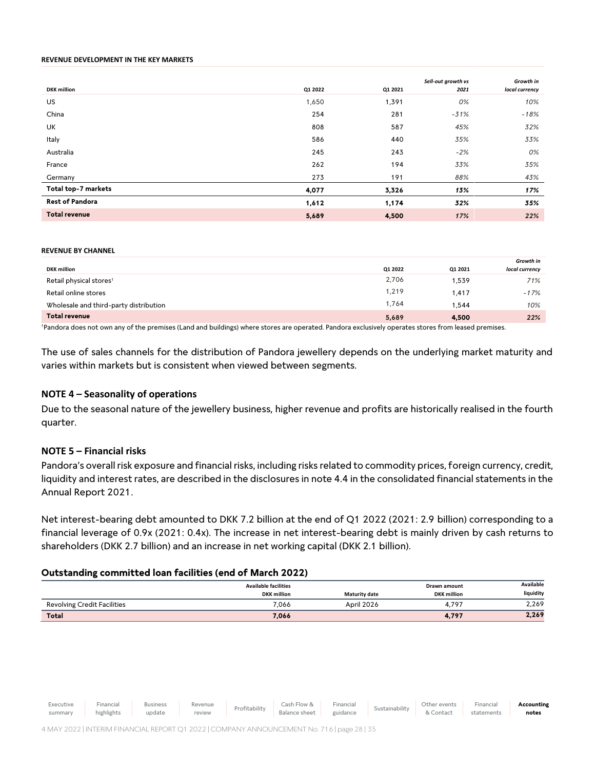**REVENUE DEVELOPMENT IN THE KEY MARKETS**

| DKK million | Q1 2022 | Q1 2021 | *Sell-out growth vs 2021* | *Growth in local currency* |
|---|---|---|---|---|
| US | 1,650 | 1,391 | *0%* | *10%* |
| China | 254 | 281 | *-31%* | *-18%* |
| UK | 808 | 587 | *45%* | *32%* |
| Italy | 586 | 440 | *35%* | *33%* |
| Australia | 245 | 243 | *-2%* | *0%* |
| France | 262 | 194 | *33%* | *35%* |
| Germany | 273 | 191 | *88%* | *43%* |
| **Total top-7 markets** | **4,077** | **3,326** | ***13%*** | ***17%*** |
| **Rest of Pandora** | **1,612** | **1,174** | ***32%*** | ***35%*** |
| **Total revenue** | **5,689** | **4,500** | ***17%*** | ***22%*** |

**REVENUE BY CHANNEL**

| DKK million | Q1 2022 | Q1 2021 | *Growth in local currency* |
|---|---|---|---|
| Retail physical stores[1] | 2,706 | 1,539 | *71%* |
| Retail online stores | 1,219 | 1,417 | *-17%* |
| Wholesale and third-party distribution | 1,764 | 1,544 | *10%* |
| **Total revenue** | **5,689** | **4,500** | ***22%*** |

[1]Pandora does not own any of the premises (Land and buildings) where stores are operated. Pandora exclusively operates stores from leased premises.

The use of sales channels for the distribution of Pandora jewellery depends on the underlying market maturity and varies within markets but is consistent when viewed between segments.

## NOTE 4 – Seasonality of operations

Due to the seasonal nature of the jewellery business, higher revenue and profits are historically realised in the fourth quarter.

## NOTE 5 – Financial risks

Pandora's overall risk exposure and financial risks, including risks related to commodity prices, foreign currency, credit, liquidity and interest rates, are described in the disclosures in note 4.4 in the consolidated financial statements in the Annual Report 2021.

Net interest-bearing debt amounted to DKK 7.2 billion at the end of Q1 2022 (2021: 2.9 billion) corresponding to a financial leverage of 0.9x (2021: 0.4x). The increase in net interest-bearing debt is mainly driven by cash returns to shareholders (DKK 2.7 billion) and an increase in net working capital (DKK 2.1 billion).

### Outstanding committed loan facilities (end of March 2022)

| | Available facilities DKK million | Maturity date | Drawn amount DKK million | Available liquidity |
|---|---|---|---|---|
| Revolving Credit Facilities | 7,066 | April 2026 | 4,797 | 2,269 |
| **Total** | **7,066** | | **4,797** | **2,269** |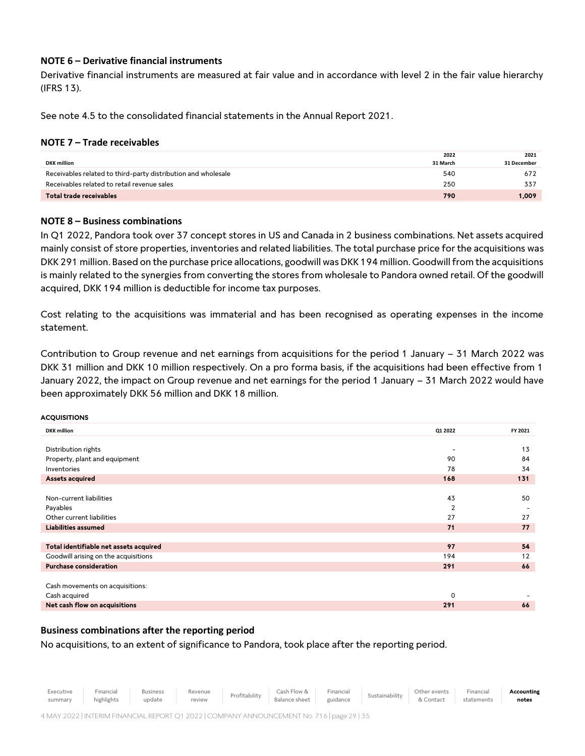## NOTE 6 – Derivative financial instruments

Derivative financial instruments are measured at fair value and in accordance with level 2 in the fair value hierarchy (IFRS 13).

See note 4.5 to the consolidated financial statements in the Annual Report 2021.

## NOTE 7 – Trade receivables

| DKK million | 2022 31 March | 2021 31 December |
|---|---|---|
| Receivables related to third-party distribution and wholesale | 540 | 672 |
| Receivables related to retail revenue sales | 250 | 337 |
| **Total trade receivables** | **790** | **1,009** |

## NOTE 8 – Business combinations

In Q1 2022, Pandora took over 37 concept stores in US and Canada in 2 business combinations. Net assets acquired mainly consist of store properties, inventories and related liabilities. The total purchase price for the acquisitions was DKK 291 million. Based on the purchase price allocations, goodwill was DKK 194 million. Goodwill from the acquisitions is mainly related to the synergies from converting the stores from wholesale to Pandora owned retail. Of the goodwill acquired, DKK 194 million is deductible for income tax purposes.

Cost relating to the acquisitions was immaterial and has been recognised as operating expenses in the income statement.

Contribution to Group revenue and net earnings from acquisitions for the period 1 January – 31 March 2022 was DKK 31 million and DKK 10 million respectively. On a pro forma basis, if the acquisitions had been effective from 1 January 2022, the impact on Group revenue and net earnings for the period 1 January – 31 March 2022 would have been approximately DKK 56 million and DKK 18 million.

**ACQUISITIONS**

| DKK million | Q1 2022 | FY 2021 |
|---|---|---|
| Distribution rights | - | 13 |
| Property, plant and equipment | 90 | 84 |
| Inventories | 78 | 34 |
| **Assets acquired** | **168** | **131** |
| Non-current liabilities | 43 | 50 |
| Payables | 2 | - |
| Other current liabilities | 27 | 27 |
| **Liabilities assumed** | **71** | **77** |
| **Total identifiable net assets acquired** | **97** | **54** |
| Goodwill arising on the acquisitions | 194 | 12 |
| **Purchase consideration** | **291** | **66** |
| Cash movements on acquisitions: | | |
| Cash acquired | 0 | - |
| **Net cash flow on acquisitions** | **291** | **66** |

### Business combinations after the reporting period

No acquisitions, to an extent of significance to Pandora, took place after the reporting period.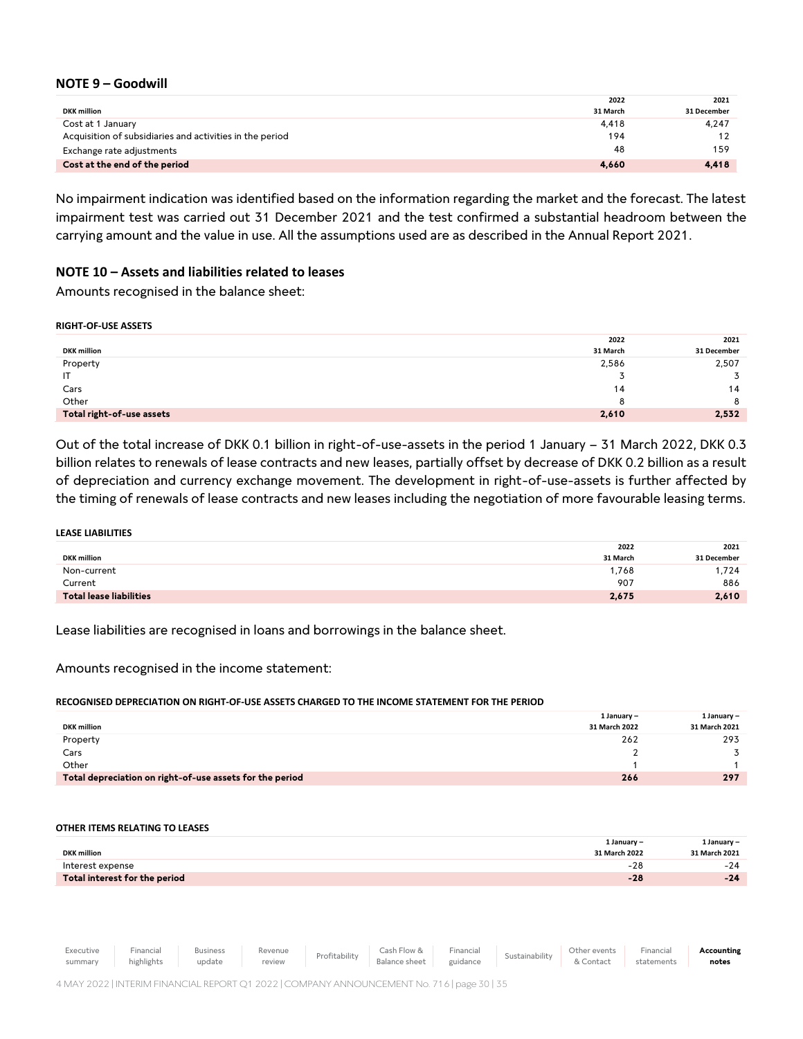## NOTE 9 – Goodwill

| DKK million | 2022 31 March | 2021 31 December |
|---|---|---|
| Cost at 1 January | 4,418 | 4,247 |
| Acquisition of subsidiaries and activities in the period | 194 | 12 |
| Exchange rate adjustments | 48 | 159 |
| **Cost at the end of the period** | **4,660** | **4,418** |

No impairment indication was identified based on the information regarding the market and the forecast. The latest impairment test was carried out 31 December 2021 and the test confirmed a substantial headroom between the carrying amount and the value in use. All the assumptions used are as described in the Annual Report 2021.

## NOTE 10 – Assets and liabilities related to leases

Amounts recognised in the balance sheet:

**RIGHT-OF-USE ASSETS**

| DKK million | 2022 31 March | 2021 31 December |
|---|---|---|
| Property | 2,586 | 2,507 |
| IT | 3 | 3 |
| Cars | 14 | 14 |
| Other | 8 | 8 |
| **Total right-of-use assets** | **2,610** | **2,532** |

Out of the total increase of DKK 0.1 billion in right-of-use-assets in the period 1 January – 31 March 2022, DKK 0.3 billion relates to renewals of lease contracts and new leases, partially offset by decrease of DKK 0.2 billion as a result of depreciation and currency exchange movement. The development in right-of-use-assets is further affected by the timing of renewals of lease contracts and new leases including the negotiation of more favourable leasing terms.

**LEASE LIABILITIES**

| DKK million | 2022 31 March | 2021 31 December |
|---|---|---|
| Non-current | 1,768 | 1,724 |
| Current | 907 | 886 |
| **Total lease liabilities** | **2,675** | **2,610** |

Lease liabilities are recognised in loans and borrowings in the balance sheet.

Amounts recognised in the income statement:

**RECOGNISED DEPRECIATION ON RIGHT-OF-USE ASSETS CHARGED TO THE INCOME STATEMENT FOR THE PERIOD**

| DKK million | 1 January – 31 March 2022 | 1 January – 31 March 2021 |
|---|---|---|
| Property | 262 | 293 |
| Cars | 2 | 3 |
| Other | 1 | 1 |
| **Total depreciation on right-of-use assets for the period** | **266** | **297** |

**OTHER ITEMS RELATING TO LEASES**

| DKK million | 1 January – 31 March 2022 | 1 January – 31 March 2021 |
|---|---|---|
| Interest expense | -28 | -24 |
| **Total interest for the period** | **-28** | **-24** |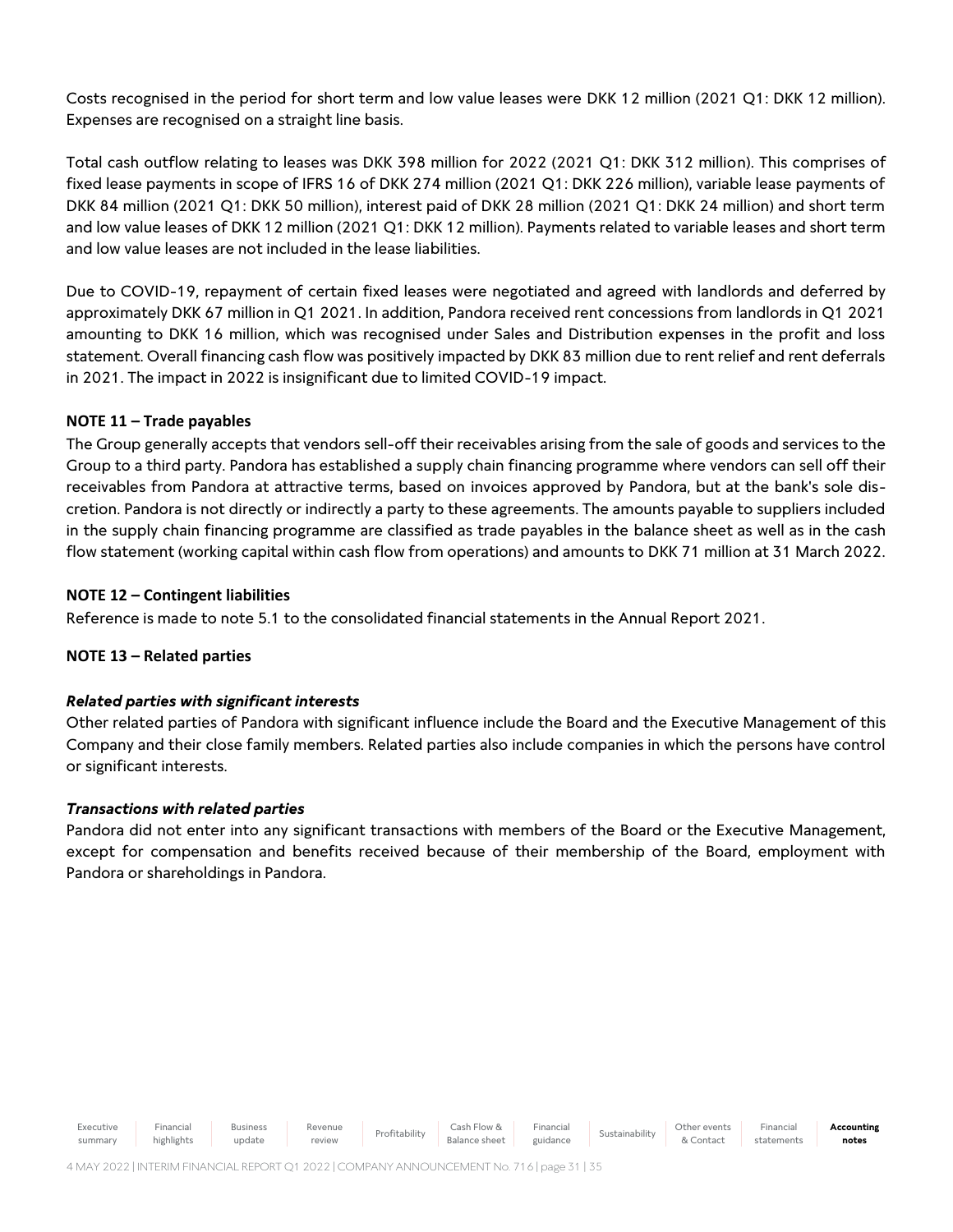Costs recognised in the period for short term and low value leases were DKK 12 million (2021 Q1: DKK 12 million). Expenses are recognised on a straight line basis.

Total cash outflow relating to leases was DKK 398 million for 2022 (2021 Q1: DKK 312 million). This comprises of fixed lease payments in scope of IFRS 16 of DKK 274 million (2021 Q1: DKK 226 million), variable lease payments of DKK 84 million (2021 Q1: DKK 50 million), interest paid of DKK 28 million (2021 Q1: DKK 24 million) and short term and low value leases of DKK 12 million (2021 Q1: DKK 12 million). Payments related to variable leases and short term and low value leases are not included in the lease liabilities.

Due to COVID-19, repayment of certain fixed leases were negotiated and agreed with landlords and deferred by approximately DKK 67 million in Q1 2021. In addition, Pandora received rent concessions from landlords in Q1 2021 amounting to DKK 16 million, which was recognised under Sales and Distribution expenses in the profit and loss statement. Overall financing cash flow was positively impacted by DKK 83 million due to rent relief and rent deferrals in 2021. The impact in 2022 is insignificant due to limited COVID-19 impact.

**NOTE 11 – Trade payables**

The Group generally accepts that vendors sell-off their receivables arising from the sale of goods and services to the Group to a third party. Pandora has established a supply chain financing programme where vendors can sell off their receivables from Pandora at attractive terms, based on invoices approved by Pandora, but at the bank's sole discretion. Pandora is not directly or indirectly a party to these agreements. The amounts payable to suppliers included in the supply chain financing programme are classified as trade payables in the balance sheet as well as in the cash flow statement (working capital within cash flow from operations) and amounts to DKK 71 million at 31 March 2022.

**NOTE 12 – Contingent liabilities**

Reference is made to note 5.1 to the consolidated financial statements in the Annual Report 2021.

**NOTE 13 – Related parties**

***Related parties with significant interests***

Other related parties of Pandora with significant influence include the Board and the Executive Management of this Company and their close family members. Related parties also include companies in which the persons have control or significant interests.

***Transactions with related parties***

Pandora did not enter into any significant transactions with members of the Board or the Executive Management, except for compensation and benefits received because of their membership of the Board, employment with Pandora or shareholdings in Pandora.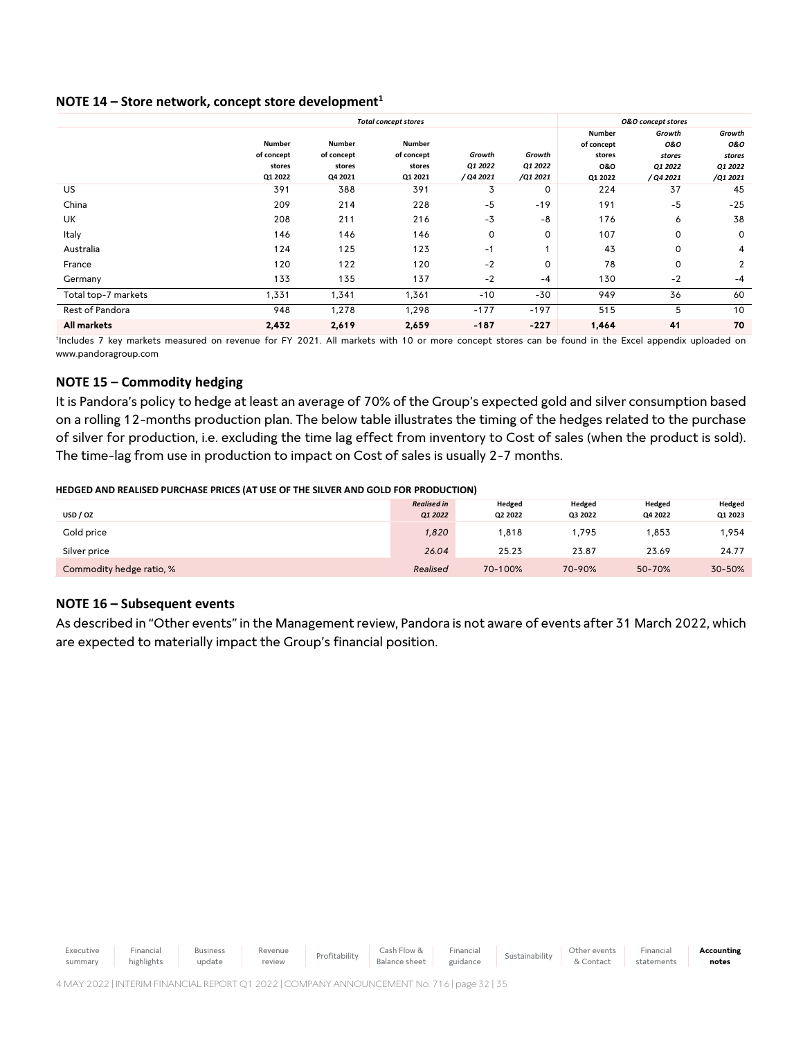## NOTE 14 – Store network, concept store development[1]

| | *Total concept stores* | | | | | *O&O concept stores* | | |
|---|---|---|---|---|---|---|---|---|
| | Number of concept stores Q1 2022 | Number of concept stores Q4 2021 | Number of concept stores Q1 2021 | *Growth Q1 2022 / Q4 2021* | *Growth Q1 2022 /Q1 2021* | Number of concept stores O&O Q1 2022 | *Growth O&O stores Q1 2022 / Q4 2021* | *Growth O&O stores Q1 2022 /Q1 2021* |
| US | 391 | 388 | 391 | 3 | 0 | 224 | 37 | 45 |
| China | 209 | 214 | 228 | -5 | -19 | 191 | -5 | -25 |
| UK | 208 | 211 | 216 | -3 | -8 | 176 | 6 | 38 |
| Italy | 146 | 146 | 146 | 0 | 0 | 107 | 0 | 0 |
| Australia | 124 | 125 | 123 | -1 | 1 | 43 | 0 | 4 |
| France | 120 | 122 | 120 | -2 | 0 | 78 | 0 | 2 |
| Germany | 133 | 135 | 137 | -2 | -4 | 130 | -2 | -4 |
| Total top-7 markets | 1,331 | 1,341 | 1,361 | -10 | -30 | 949 | 36 | 60 |
| Rest of Pandora | 948 | 1,278 | 1,298 | -177 | -197 | 515 | 5 | 10 |
| **All markets** | **2,432** | **2,619** | **2,659** | **-187** | **-227** | **1,464** | **41** | **70** |

[1]Includes 7 key markets measured on revenue for FY 2021. All markets with 10 or more concept stores can be found in the Excel appendix uploaded on www.pandoragroup.com

## NOTE 15 – Commodity hedging

It is Pandora's policy to hedge at least an average of 70% of the Group's expected gold and silver consumption based on a rolling 12-months production plan. The below table illustrates the timing of the hedges related to the purchase of silver for production, i.e. excluding the time lag effect from inventory to Cost of sales (when the product is sold). The time-lag from use in production to impact on Cost of sales is usually 2-7 months.

**HEDGED AND REALISED PURCHASE PRICES (AT USE OF THE SILVER AND GOLD FOR PRODUCTION)**

| USD / OZ | *Realised in Q1 2022* | Hedged Q2 2022 | Hedged Q3 2022 | Hedged Q4 2022 | Hedged Q1 2023 |
|---|---|---|---|---|---|
| Gold price | *1,820* | 1,818 | 1,795 | 1,853 | 1,954 |
| Silver price | *26.04* | 25.23 | 23.87 | 23.69 | 24.77 |
| Commodity hedge ratio, % | *Realised* | 70-100% | 70-90% | 50-70% | 30-50% |

## NOTE 16 – Subsequent events

As described in "Other events" in the Management review, Pandora is not aware of events after 31 March 2022, which are expected to materially impact the Group's financial position.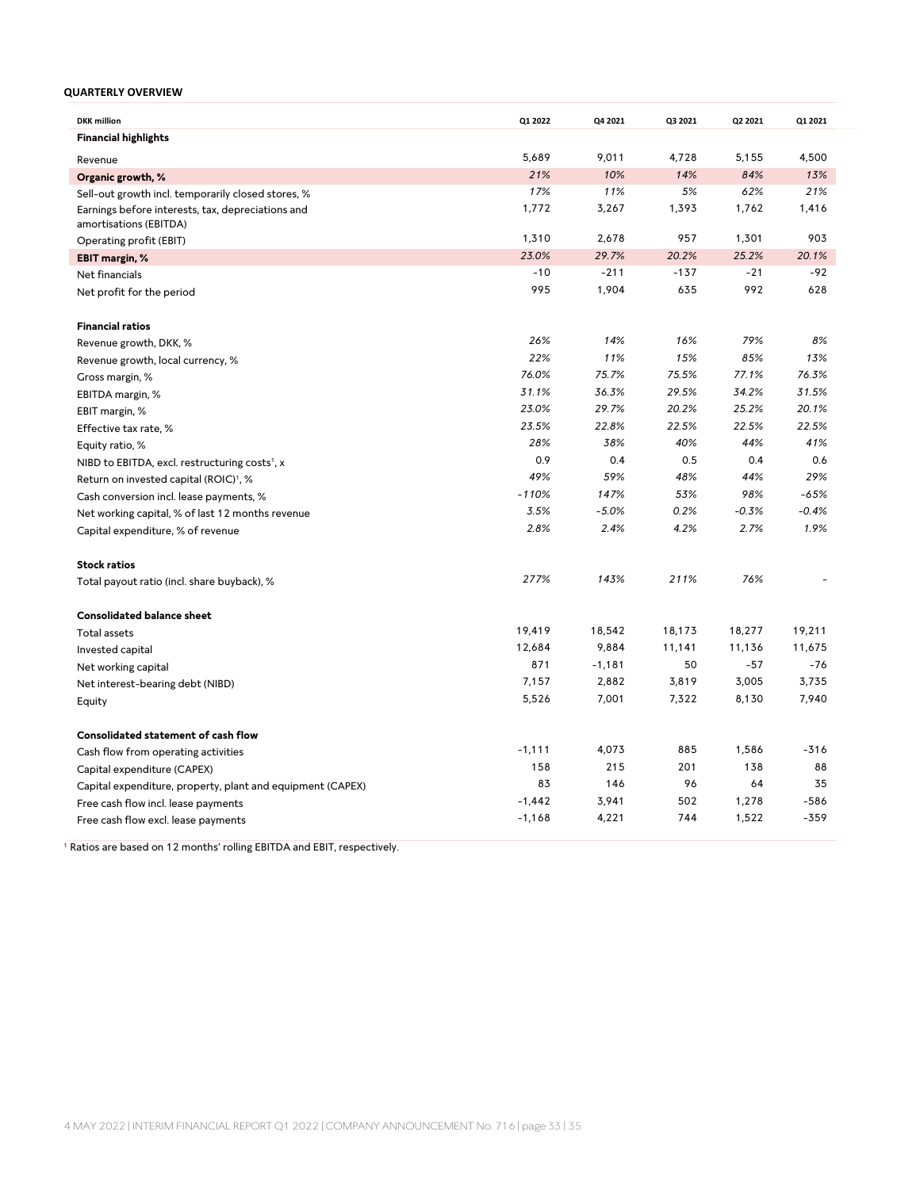**QUARTERLY OVERVIEW**

| DKK million | Q1 2022 | Q4 2021 | Q3 2021 | Q2 2021 | Q1 2021 |
|---|---|---|---|---|---|
| **Financial highlights** | | | | | |
| Revenue | 5,689 | 9,011 | 4,728 | 5,155 | 4,500 |
| **Organic growth, %** | *21%* | *10%* | *14%* | *84%* | *13%* |
| Sell-out growth incl. temporarily closed stores, % | *17%* | *11%* | *5%* | *62%* | *21%* |
| Earnings before interests, tax, depreciations and amortisations (EBITDA) | 1,772 | 3,267 | 1,393 | 1,762 | 1,416 |
| Operating profit (EBIT) | 1,310 | 2,678 | 957 | 1,301 | 903 |
| **EBIT margin, %** | *23.0%* | *29.7%* | *20.2%* | *25.2%* | *20.1%* |
| Net financials | -10 | -211 | -137 | -21 | -92 |
| Net profit for the period | 995 | 1,904 | 635 | 992 | 628 |
| | | | | | |
| **Financial ratios** | | | | | |
| Revenue growth, DKK, % | *26%* | *14%* | *16%* | *79%* | *8%* |
| Revenue growth, local currency, % | *22%* | *11%* | *15%* | *85%* | *13%* |
| Gross margin, % | *76.0%* | *75.7%* | *75.5%* | *77.1%* | *76.3%* |
| EBITDA margin, % | *31.1%* | *36.3%* | *29.5%* | *34.2%* | *31.5%* |
| EBIT margin, % | *23.0%* | *29.7%* | *20.2%* | *25.2%* | *20.1%* |
| Effective tax rate, % | *23.5%* | *22.8%* | *22.5%* | *22.5%* | *22.5%* |
| Equity ratio, % | *28%* | *38%* | *40%* | *44%* | *41%* |
| NIBD to EBITDA, excl. restructuring costs[1], x | 0.9 | 0.4 | 0.5 | 0.4 | 0.6 |
| Return on invested capital (ROIC)[1], % | *49%* | *59%* | *48%* | *44%* | *29%* |
| Cash conversion incl. lease payments, % | *-110%* | *147%* | *53%* | *98%* | *-65%* |
| Net working capital, % of last 12 months revenue | *3.5%* | *-5.0%* | *0.2%* | *-0.3%* | *-0.4%* |
| Capital expenditure, % of revenue | *2.8%* | *2.4%* | *4.2%* | *2.7%* | *1.9%* |
| | | | | | |
| **Stock ratios** | | | | | |
| Total payout ratio (incl. share buyback), % | *277%* | *143%* | *211%* | *76%* | - |
| | | | | | |
| **Consolidated balance sheet** | | | | | |
| Total assets | 19,419 | 18,542 | 18,173 | 18,277 | 19,211 |
| Invested capital | 12,684 | 9,884 | 11,141 | 11,136 | 11,675 |
| Net working capital | 871 | -1,181 | 50 | -57 | -76 |
| Net interest-bearing debt (NIBD) | 7,157 | 2,882 | 3,819 | 3,005 | 3,735 |
| Equity | 5,526 | 7,001 | 7,322 | 8,130 | 7,940 |
| | | | | | |
| **Consolidated statement of cash flow** | | | | | |
| Cash flow from operating activities | -1,111 | 4,073 | 885 | 1,586 | -316 |
| Capital expenditure (CAPEX) | 158 | 215 | 201 | 138 | 88 |
| Capital expenditure, property, plant and equipment (CAPEX) | 83 | 146 | 96 | 64 | 35 |
| Free cash flow incl. lease payments | -1,442 | 3,941 | 502 | 1,278 | -586 |
| Free cash flow excl. lease payments | -1,168 | 4,221 | 744 | 1,522 | -359 |

[1] Ratios are based on 12 months' rolling EBITDA and EBIT, respectively.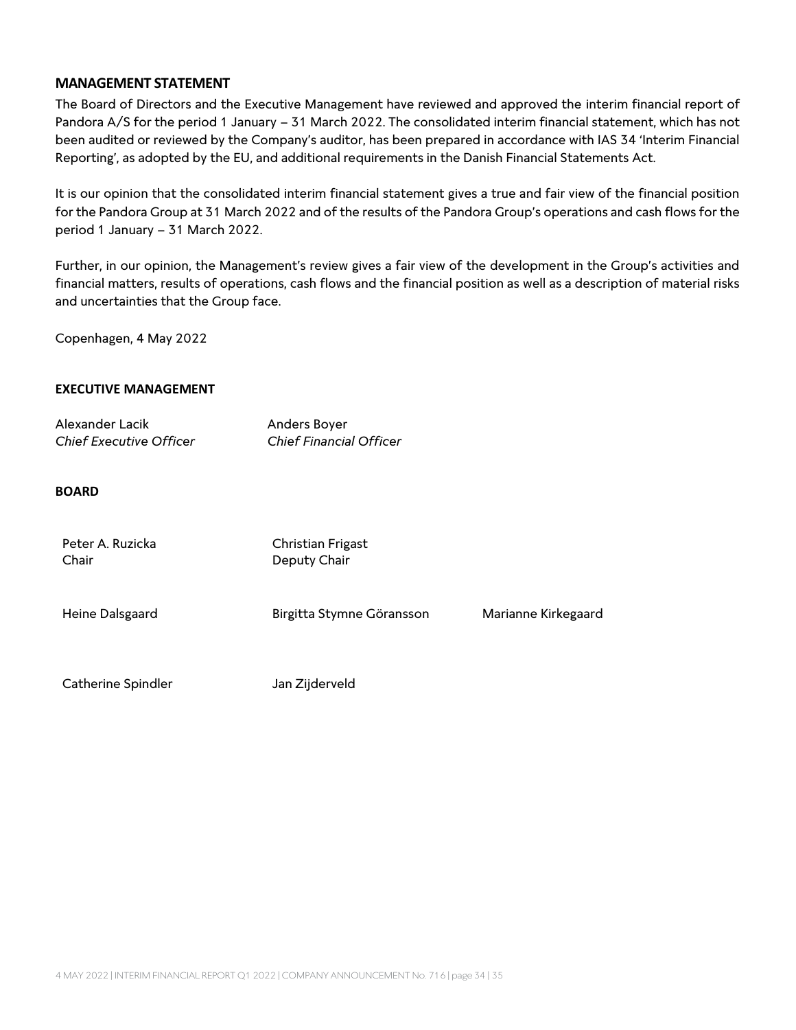## MANAGEMENT STATEMENT

The Board of Directors and the Executive Management have reviewed and approved the interim financial report of Pandora A/S for the period 1 January – 31 March 2022. The consolidated interim financial statement, which has not been audited or reviewed by the Company's auditor, has been prepared in accordance with IAS 34 'Interim Financial Reporting', as adopted by the EU, and additional requirements in the Danish Financial Statements Act.

It is our opinion that the consolidated interim financial statement gives a true and fair view of the financial position for the Pandora Group at 31 March 2022 and of the results of the Pandora Group's operations and cash flows for the period 1 January – 31 March 2022.

Further, in our opinion, the Management's review gives a fair view of the development in the Group's activities and financial matters, results of operations, cash flows and the financial position as well as a description of material risks and uncertainties that the Group face.

Copenhagen, 4 May 2022

**EXECUTIVE MANAGEMENT**

| | |
|---|---|
| Alexander Lacik<br>*Chief Executive Officer* | Anders Boyer<br>*Chief Financial Officer* |

**BOARD**

| | | |
|---|---|---|
| Peter A. Ruzicka<br>Chair | Christian Frigast<br>Deputy Chair | |
| Heine Dalsgaard | Birgitta Stymne Göransson | Marianne Kirkegaard |
| Catherine Spindler | Jan Zijderveld | |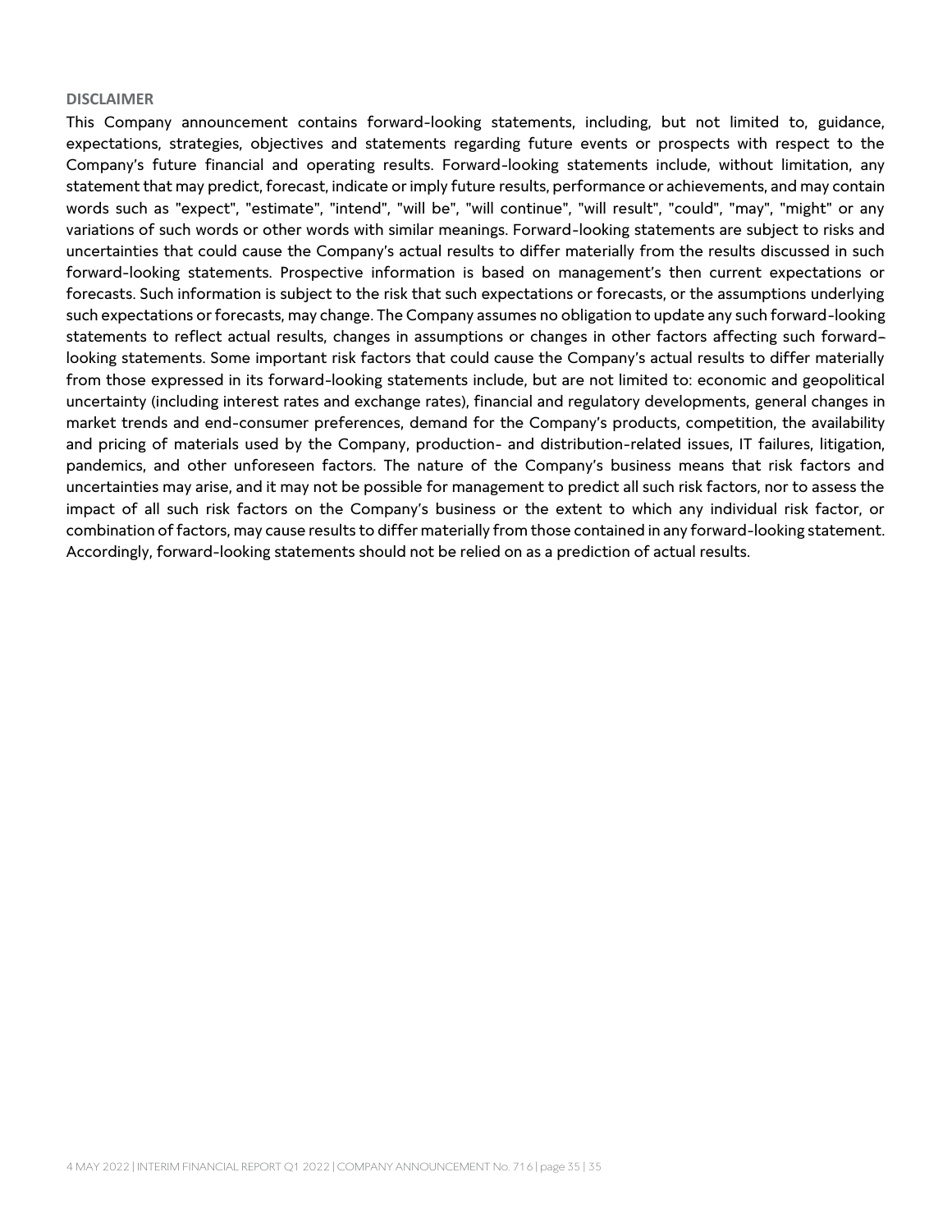## DISCLAIMER

This Company announcement contains forward-looking statements, including, but not limited to, guidance, expectations, strategies, objectives and statements regarding future events or prospects with respect to the Company's future financial and operating results. Forward-looking statements include, without limitation, any statement that may predict, forecast, indicate or imply future results, performance or achievements, and may contain words such as "expect", "estimate", "intend", "will be", "will continue", "will result", "could", "may", "might" or any variations of such words or other words with similar meanings. Forward-looking statements are subject to risks and uncertainties that could cause the Company's actual results to differ materially from the results discussed in such forward-looking statements. Prospective information is based on management's then current expectations or forecasts. Such information is subject to the risk that such expectations or forecasts, or the assumptions underlying such expectations or forecasts, may change. The Company assumes no obligation to update any such forward-looking statements to reflect actual results, changes in assumptions or changes in other factors affecting such forward–looking statements. Some important risk factors that could cause the Company's actual results to differ materially from those expressed in its forward-looking statements include, but are not limited to: economic and geopolitical uncertainty (including interest rates and exchange rates), financial and regulatory developments, general changes in market trends and end-consumer preferences, demand for the Company's products, competition, the availability and pricing of materials used by the Company, production- and distribution-related issues, IT failures, litigation, pandemics, and other unforeseen factors. The nature of the Company's business means that risk factors and uncertainties may arise, and it may not be possible for management to predict all such risk factors, nor to assess the impact of all such risk factors on the Company's business or the extent to which any individual risk factor, or combination of factors, may cause results to differ materially from those contained in any forward-looking statement. Accordingly, forward-looking statements should not be relied on as a prediction of actual results.